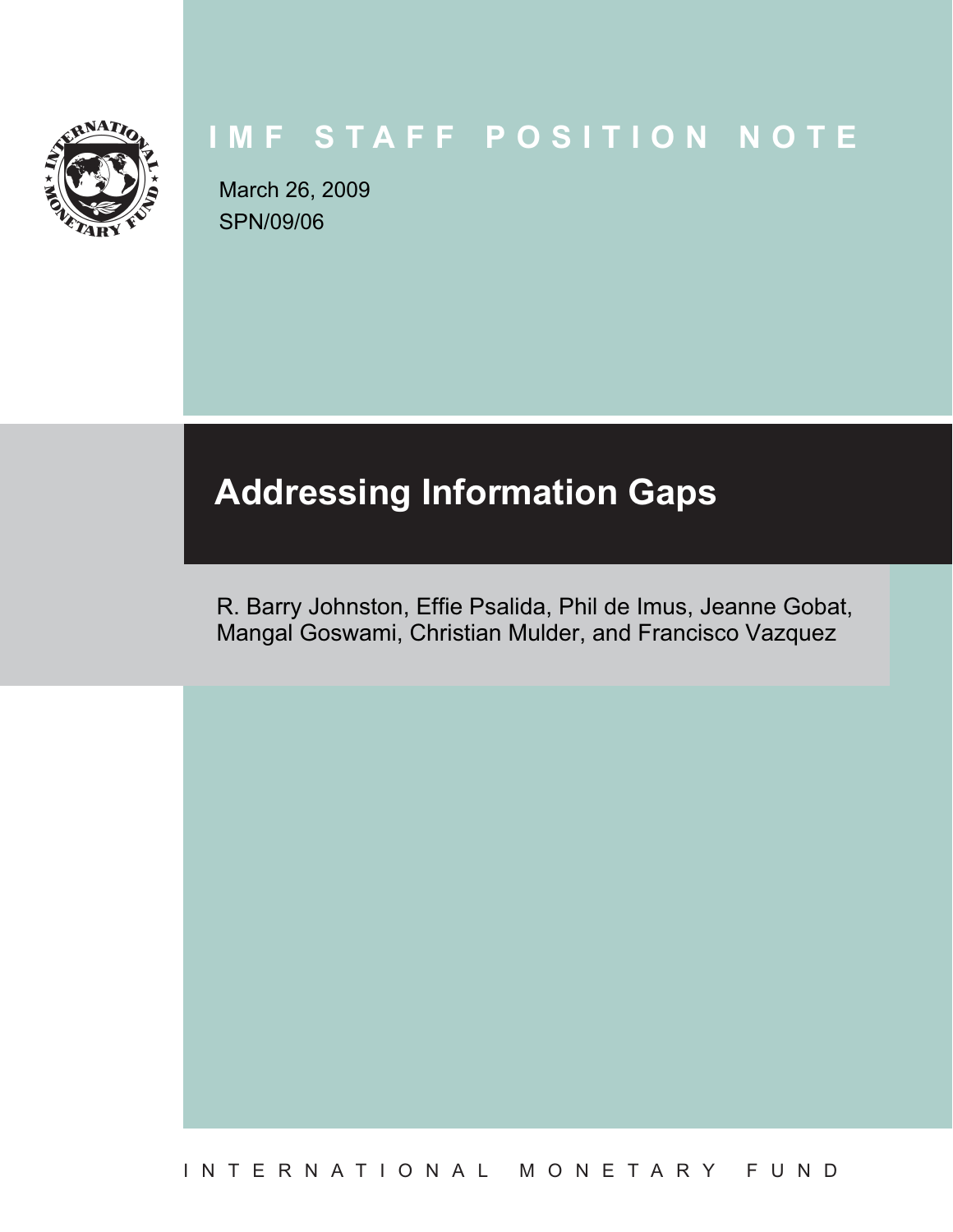IMF STAFF POSITION NOTE

March 26, 2009
SPN/09/06

# Addressing Information Gaps

R. Barry Johnston, Effie Psalida, Phil de Imus, Jeanne Gobat, Mangal Goswami, Christian Mulder, and Francisco Vazquez

INTERNATIONAL MONETARY FUND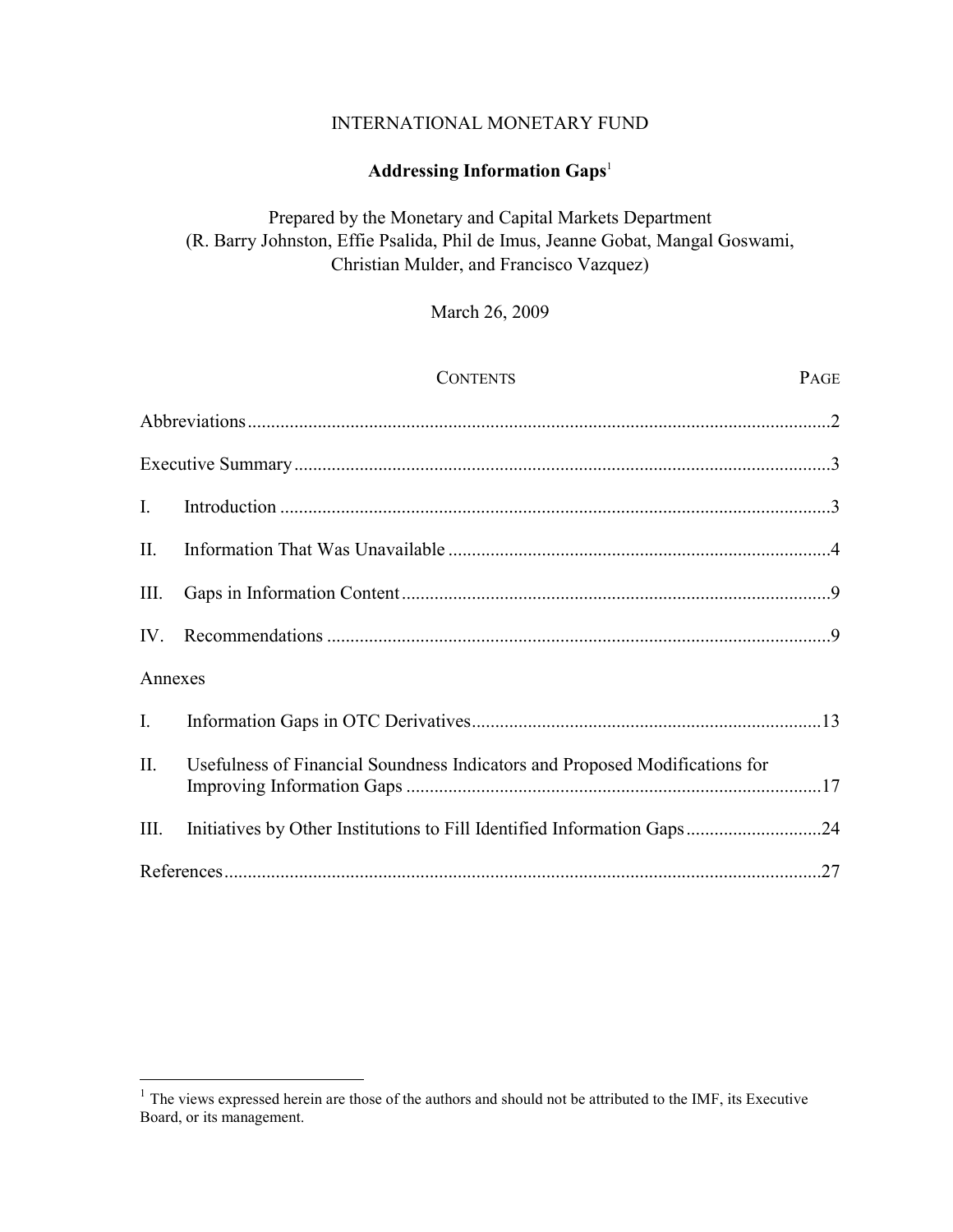INTERNATIONAL MONETARY FUND

**Addressing Information Gaps**[1]

Prepared by the Monetary and Capital Markets Department
(R. Barry Johnston, Effie Psalida, Phil de Imus, Jeanne Gobat, Mangal Goswami, Christian Mulder, and Francisco Vazquez)

March 26, 2009

| CONTENTS | | PAGE |
|---|---|---|
| Abbreviations | | 2 |
| Executive Summary | | 3 |
| I. | Introduction | 3 |
| II. | Information That Was Unavailable | 4 |
| III. | Gaps in Information Content | 9 |
| IV. | Recommendations | 9 |
| Annexes | | |
| I. | Information Gaps in OTC Derivatives | 13 |
| II. | Usefulness of Financial Soundness Indicators and Proposed Modifications for Improving Information Gaps | 17 |
| III. | Initiatives by Other Institutions to Fill Identified Information Gaps | 24 |
| References | | 27 |

[1] The views expressed herein are those of the authors and should not be attributed to the IMF, its Executive Board, or its management.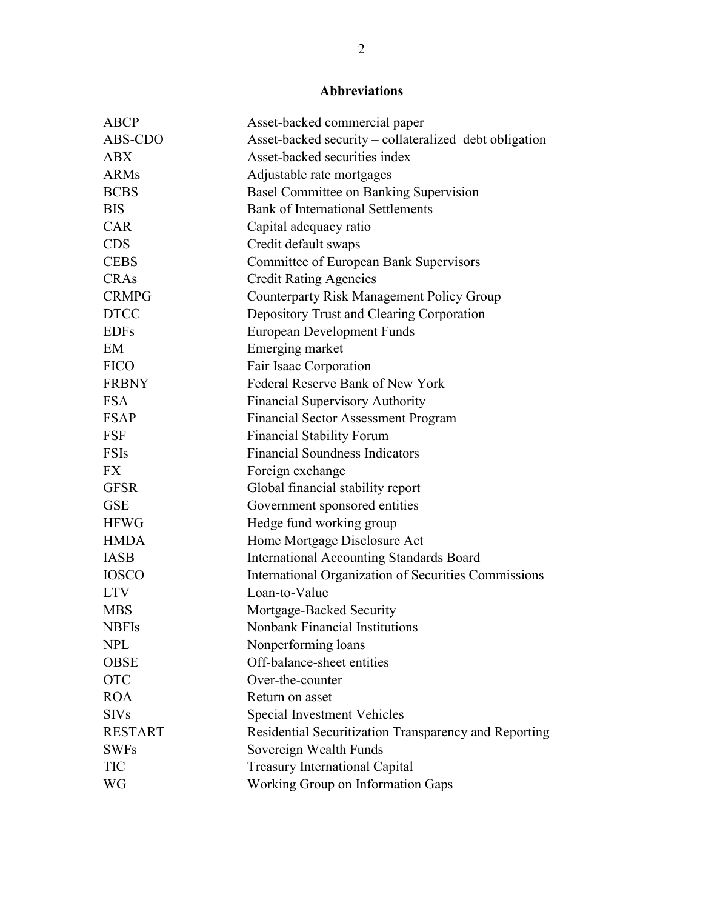## Abbreviations

| | |
|---|---|
| ABCP | Asset-backed commercial paper |
| ABS-CDO | Asset-backed security – collateralized debt obligation |
| ABX | Asset-backed securities index |
| ARMs | Adjustable rate mortgages |
| BCBS | Basel Committee on Banking Supervision |
| BIS | Bank of International Settlements |
| CAR | Capital adequacy ratio |
| CDS | Credit default swaps |
| CEBS | Committee of European Bank Supervisors |
| CRAs | Credit Rating Agencies |
| CRMPG | Counterparty Risk Management Policy Group |
| DTCC | Depository Trust and Clearing Corporation |
| EDFs | European Development Funds |
| EM | Emerging market |
| FICO | Fair Isaac Corporation |
| FRBNY | Federal Reserve Bank of New York |
| FSA | Financial Supervisory Authority |
| FSAP | Financial Sector Assessment Program |
| FSF | Financial Stability Forum |
| FSIs | Financial Soundness Indicators |
| FX | Foreign exchange |
| GFSR | Global financial stability report |
| GSE | Government sponsored entities |
| HFWG | Hedge fund working group |
| HMDA | Home Mortgage Disclosure Act |
| IASB | International Accounting Standards Board |
| IOSCO | International Organization of Securities Commissions |
| LTV | Loan-to-Value |
| MBS | Mortgage-Backed Security |
| NBFIs | Nonbank Financial Institutions |
| NPL | Nonperforming loans |
| OBSE | Off-balance-sheet entities |
| OTC | Over-the-counter |
| ROA | Return on asset |
| SIVs | Special Investment Vehicles |
| RESTART | Residential Securitization Transparency and Reporting |
| SWFs | Sovereign Wealth Funds |
| TIC | Treasury International Capital |
| WG | Working Group on Information Gaps |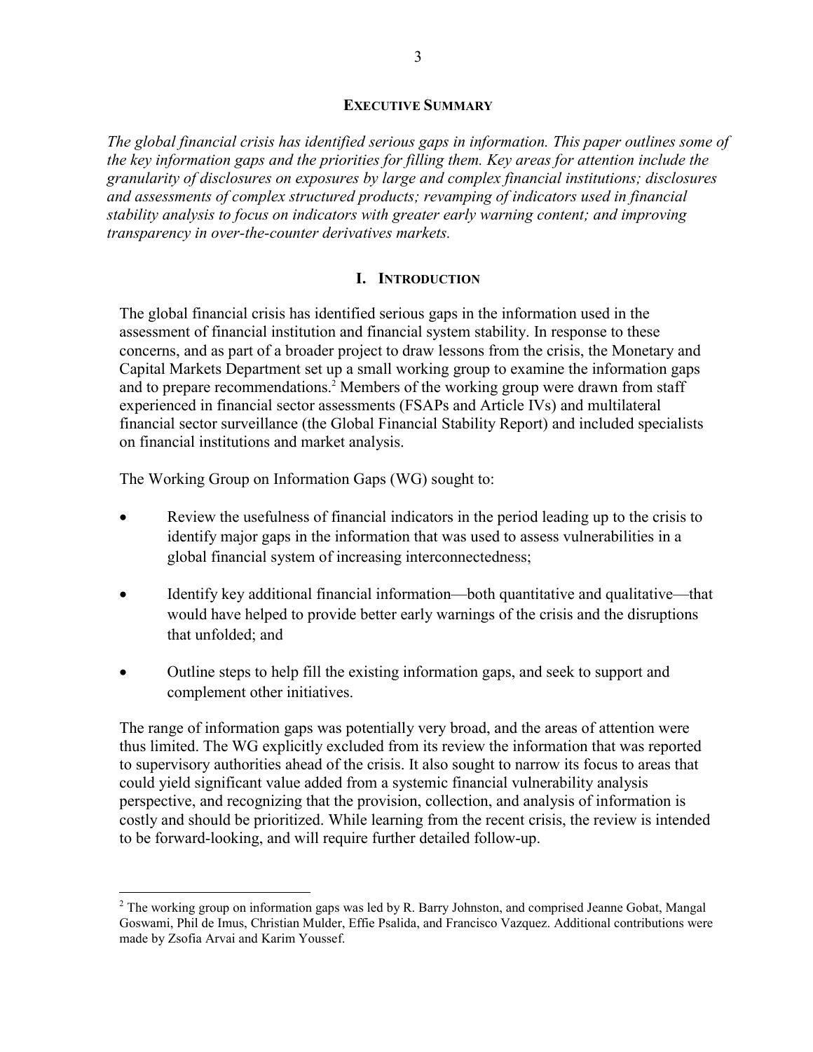## Executive Summary

*The global financial crisis has identified serious gaps in information. This paper outlines some of the key information gaps and the priorities for filling them. Key areas for attention include the granularity of disclosures on exposures by large and complex financial institutions; disclosures and assessments of complex structured products; revamping of indicators used in financial stability analysis to focus on indicators with greater early warning content; and improving transparency in over-the-counter derivatives markets.*

## I. Introduction

The global financial crisis has identified serious gaps in the information used in the assessment of financial institution and financial system stability. In response to these concerns, and as part of a broader project to draw lessons from the crisis, the Monetary and Capital Markets Department set up a small working group to examine the information gaps and to prepare recommendations.[2] Members of the working group were drawn from staff experienced in financial sector assessments (FSAPs and Article IVs) and multilateral financial sector surveillance (the Global Financial Stability Report) and included specialists on financial institutions and market analysis.

The Working Group on Information Gaps (WG) sought to:

- Review the usefulness of financial indicators in the period leading up to the crisis to identify major gaps in the information that was used to assess vulnerabilities in a global financial system of increasing interconnectedness;
- Identify key additional financial information—both quantitative and qualitative—that would have helped to provide better early warnings of the crisis and the disruptions that unfolded; and
- Outline steps to help fill the existing information gaps, and seek to support and complement other initiatives.

The range of information gaps was potentially very broad, and the areas of attention were thus limited. The WG explicitly excluded from its review the information that was reported to supervisory authorities ahead of the crisis. It also sought to narrow its focus to areas that could yield significant value added from a systemic financial vulnerability analysis perspective, and recognizing that the provision, collection, and analysis of information is costly and should be prioritized. While learning from the recent crisis, the review is intended to be forward-looking, and will require further detailed follow-up.

[2] The working group on information gaps was led by R. Barry Johnston, and comprised Jeanne Gobat, Mangal Goswami, Phil de Imus, Christian Mulder, Effie Psalida, and Francisco Vazquez. Additional contributions were made by Zsofia Arvai and Karim Youssef.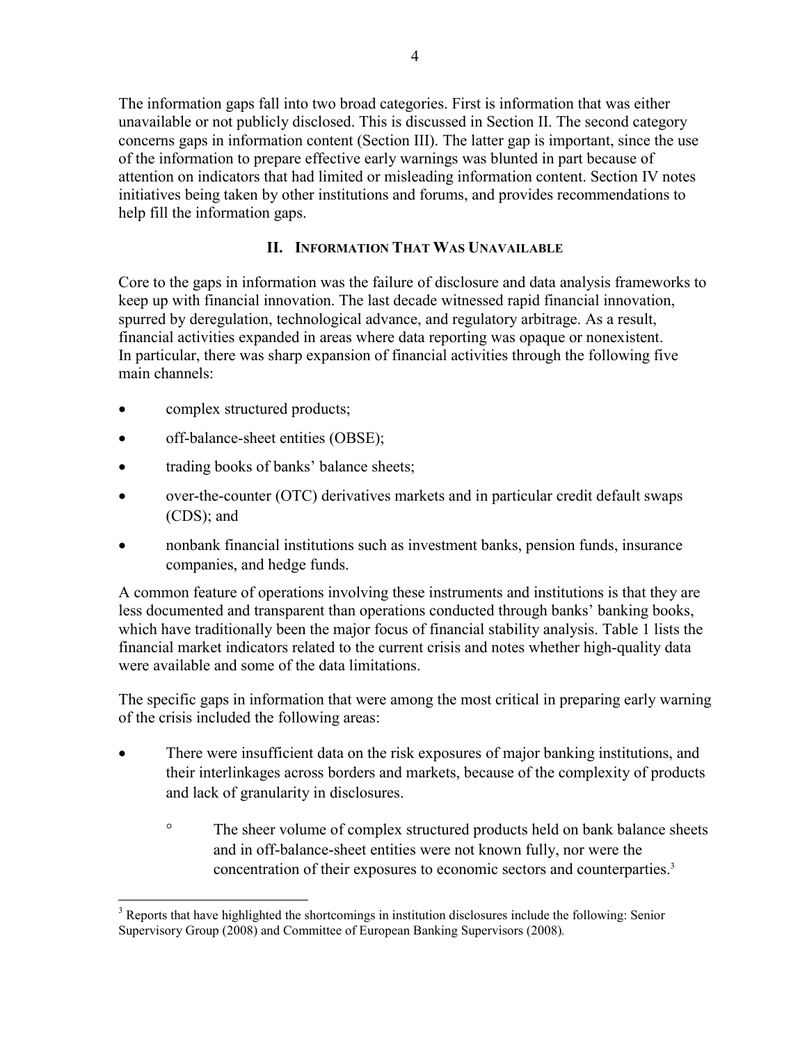The information gaps fall into two broad categories. First is information that was either unavailable or not publicly disclosed. This is discussed in Section II. The second category concerns gaps in information content (Section III). The latter gap is important, since the use of the information to prepare effective early warnings was blunted in part because of attention on indicators that had limited or misleading information content. Section IV notes initiatives being taken by other institutions and forums, and provides recommendations to help fill the information gaps.

## II. Information That Was Unavailable

Core to the gaps in information was the failure of disclosure and data analysis frameworks to keep up with financial innovation. The last decade witnessed rapid financial innovation, spurred by deregulation, technological advance, and regulatory arbitrage. As a result, financial activities expanded in areas where data reporting was opaque or nonexistent. In particular, there was sharp expansion of financial activities through the following five main channels:

- complex structured products;
- off-balance-sheet entities (OBSE);
- trading books of banks' balance sheets;
- over-the-counter (OTC) derivatives markets and in particular credit default swaps (CDS); and
- nonbank financial institutions such as investment banks, pension funds, insurance companies, and hedge funds.

A common feature of operations involving these instruments and institutions is that they are less documented and transparent than operations conducted through banks' banking books, which have traditionally been the major focus of financial stability analysis. Table 1 lists the financial market indicators related to the current crisis and notes whether high-quality data were available and some of the data limitations.

The specific gaps in information that were among the most critical in preparing early warning of the crisis included the following areas:

- There were insufficient data on the risk exposures of major banking institutions, and their interlinkages across borders and markets, because of the complexity of products and lack of granularity in disclosures.
  - The sheer volume of complex structured products held on bank balance sheets and in off-balance-sheet entities were not known fully, nor were the concentration of their exposures to economic sectors and counterparties.[3]

[3] Reports that have highlighted the shortcomings in institution disclosures include the following: Senior Supervisory Group (2008) and Committee of European Banking Supervisors (2008).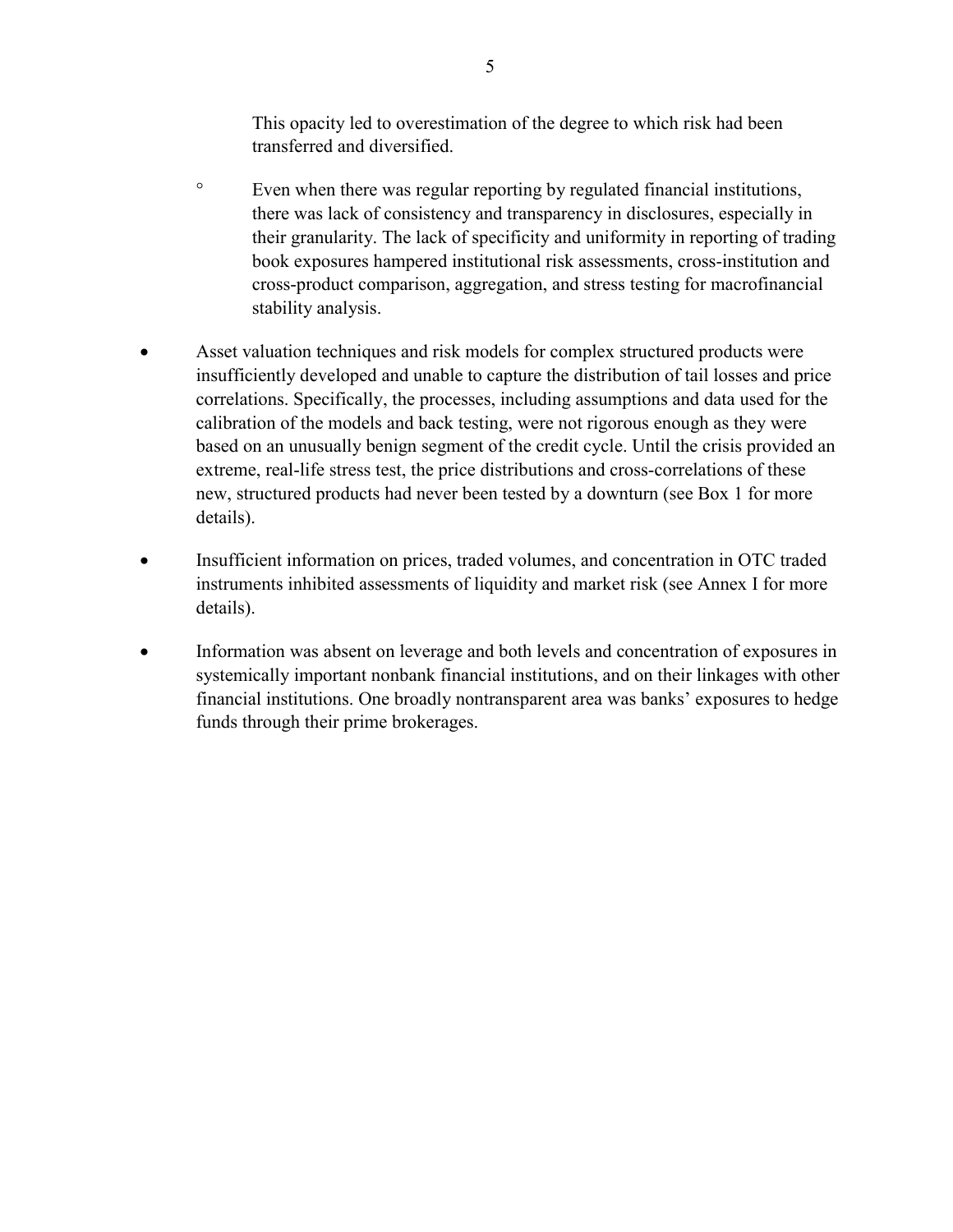This opacity led to overestimation of the degree to which risk had been transferred and diversified.

  - Even when there was regular reporting by regulated financial institutions, there was lack of consistency and transparency in disclosures, especially in their granularity. The lack of specificity and uniformity in reporting of trading book exposures hampered institutional risk assessments, cross-institution and cross-product comparison, aggregation, and stress testing for macrofinancial stability analysis.

- Asset valuation techniques and risk models for complex structured products were insufficiently developed and unable to capture the distribution of tail losses and price correlations. Specifically, the processes, including assumptions and data used for the calibration of the models and back testing, were not rigorous enough as they were based on an unusually benign segment of the credit cycle. Until the crisis provided an extreme, real-life stress test, the price distributions and cross-correlations of these new, structured products had never been tested by a downturn (see Box 1 for more details).

- Insufficient information on prices, traded volumes, and concentration in OTC traded instruments inhibited assessments of liquidity and market risk (see Annex I for more details).

- Information was absent on leverage and both levels and concentration of exposures in systemically important nonbank financial institutions, and on their linkages with other financial institutions. One broadly nontransparent area was banks' exposures to hedge funds through their prime brokerages.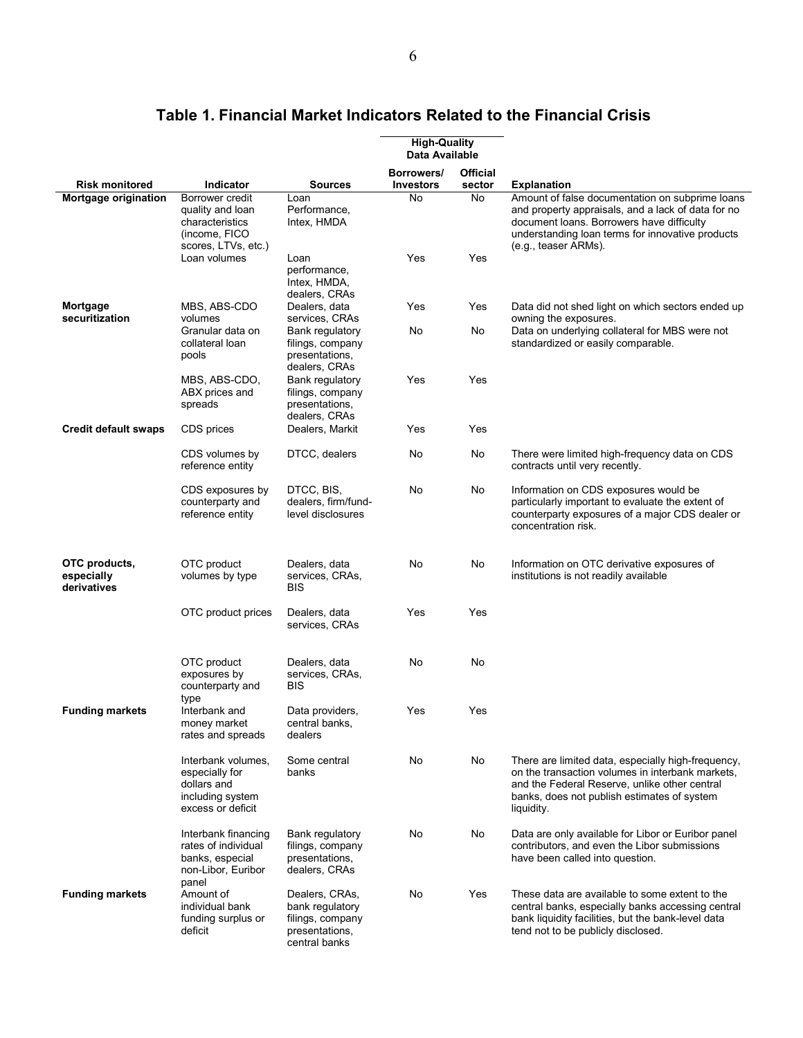## Table 1. Financial Market Indicators Related to the Financial Crisis

| Risk monitored | Indicator | Sources | High-Quality Data Available | | Explanation |
|---|---|---|---|---|---|
| | | | Borrowers/ Investors | Official sector | |
| **Mortgage origination** | Borrower credit quality and loan characteristics (income, FICO scores, LTVs, etc.) | Loan Performance, Intex, HMDA | No | No | Amount of false documentation on subprime loans and property appraisals, and a lack of data for no document loans. Borrowers have difficulty understanding loan terms for innovative products (e.g., teaser ARMs). |
| | Loan volumes | Loan performance, Intex, HMDA, dealers, CRAs | Yes | Yes | |
| **Mortgage securitization** | MBS, ABS-CDO volumes | Dealers, data services, CRAs | Yes | Yes | Data did not shed light on which sectors ended up owning the exposures. |
| | Granular data on collateral loan pools | Bank regulatory filings, company presentations, dealers, CRAs | No | No | Data on underlying collateral for MBS were not standardized or easily comparable. |
| | MBS, ABS-CDO, ABX prices and spreads | Bank regulatory filings, company presentations, dealers, CRAs | Yes | Yes | |
| **Credit default swaps** | CDS prices | Dealers, Markit | Yes | Yes | |
| | CDS volumes by reference entity | DTCC, dealers | No | No | There were limited high-frequency data on CDS contracts until very recently. |
| | CDS exposures by counterparty and reference entity | DTCC, BIS, dealers, firm/fund-level disclosures | No | No | Information on CDS exposures would be particularly important to evaluate the extent of counterparty exposures of a major CDS dealer or concentration risk. |
| **OTC products, especially derivatives** | OTC product volumes by type | Dealers, data services, CRAs, BIS | No | No | Information on OTC derivative exposures of institutions is not readily available |
| | OTC product prices | Dealers, data services, CRAs | Yes | Yes | |
| | OTC product exposures by counterparty and type | Dealers, data services, CRAs, BIS | No | No | |
| **Funding markets** | Interbank and money market rates and spreads | Data providers, central banks, dealers | Yes | Yes | |
| | Interbank volumes, especially for dollars and including system excess or deficit | Some central banks | No | No | There are limited data, especially high-frequency, on the transaction volumes in interbank markets, and the Federal Reserve, unlike other central banks, does not publish estimates of system liquidity. |
| | Interbank financing rates of individual banks, especial non-Libor, Euribor panel | Bank regulatory filings, company presentations, dealers, CRAs | No | No | Data are only available for Libor or Euribor panel contributors, and even the Libor submissions have been called into question. |
| **Funding markets** | Amount of individual bank funding surplus or deficit | Dealers, CRAs, bank regulatory filings, company presentations, central banks | No | Yes | These data are available to some extent to the central banks, especially banks accessing central bank liquidity facilities, but the bank-level data tend not to be publicly disclosed. |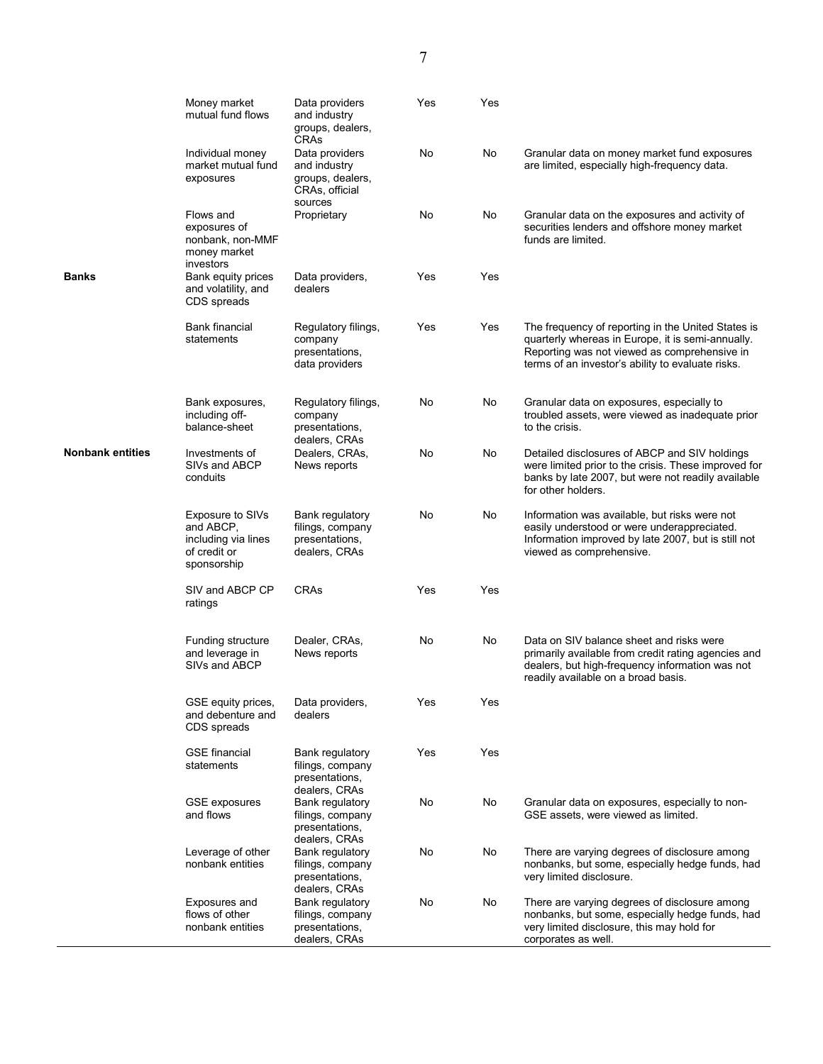| | | | | | |
|---|---|---|---|---|---|
| | Money market mutual fund flows | Data providers and industry groups, dealers, CRAs | Yes | Yes | |
| | Individual money market mutual fund exposures | Data providers and industry groups, dealers, CRAs, official sources | No | No | Granular data on money market fund exposures are limited, especially high-frequency data. |
| | Flows and exposures of nonbank, non-MMF money market investors | Proprietary | No | No | Granular data on the exposures and activity of securities lenders and offshore money market funds are limited. |
| **Banks** | Bank equity prices and volatility, and CDS spreads | Data providers, dealers | Yes | Yes | |
| | Bank financial statements | Regulatory filings, company presentations, data providers | Yes | Yes | The frequency of reporting in the United States is quarterly whereas in Europe, it is semi-annually. Reporting was not viewed as comprehensive in terms of an investor's ability to evaluate risks. |
| | Bank exposures, including off-balance-sheet | Regulatory filings, company presentations, dealers, CRAs | No | No | Granular data on exposures, especially to troubled assets, were viewed as inadequate prior to the crisis. |
| **Nonbank entities** | Investments of SIVs and ABCP conduits | Dealers, CRAs, News reports | No | No | Detailed disclosures of ABCP and SIV holdings were limited prior to the crisis. These improved for banks by late 2007, but were not readily available for other holders. |
| | Exposure to SIVs and ABCP, including via lines of credit or sponsorship | Bank regulatory filings, company presentations, dealers, CRAs | No | No | Information was available, but risks were not easily understood or were underappreciated. Information improved by late 2007, but is still not viewed as comprehensive. |
| | SIV and ABCP CP ratings | CRAs | Yes | Yes | |
| | Funding structure and leverage in SIVs and ABCP | Dealer, CRAs, News reports | No | No | Data on SIV balance sheet and risks were primarily available from credit rating agencies and dealers, but high-frequency information was not readily available on a broad basis. |
| | GSE equity prices, and debenture and CDS spreads | Data providers, dealers | Yes | Yes | |
| | GSE financial statements | Bank regulatory filings, company presentations, dealers, CRAs | Yes | Yes | |
| | GSE exposures and flows | Bank regulatory filings, company presentations, dealers, CRAs | No | No | Granular data on exposures, especially to non-GSE assets, were viewed as limited. |
| | Leverage of other nonbank entities | Bank regulatory filings, company presentations, dealers, CRAs | No | No | There are varying degrees of disclosure among nonbanks, but some, especially hedge funds, had very limited disclosure. |
| | Exposures and flows of other nonbank entities | Bank regulatory filings, company presentations, dealers, CRAs | No | No | There are varying degrees of disclosure among nonbanks, but some, especially hedge funds, had very limited disclosure, this may hold for corporates as well. |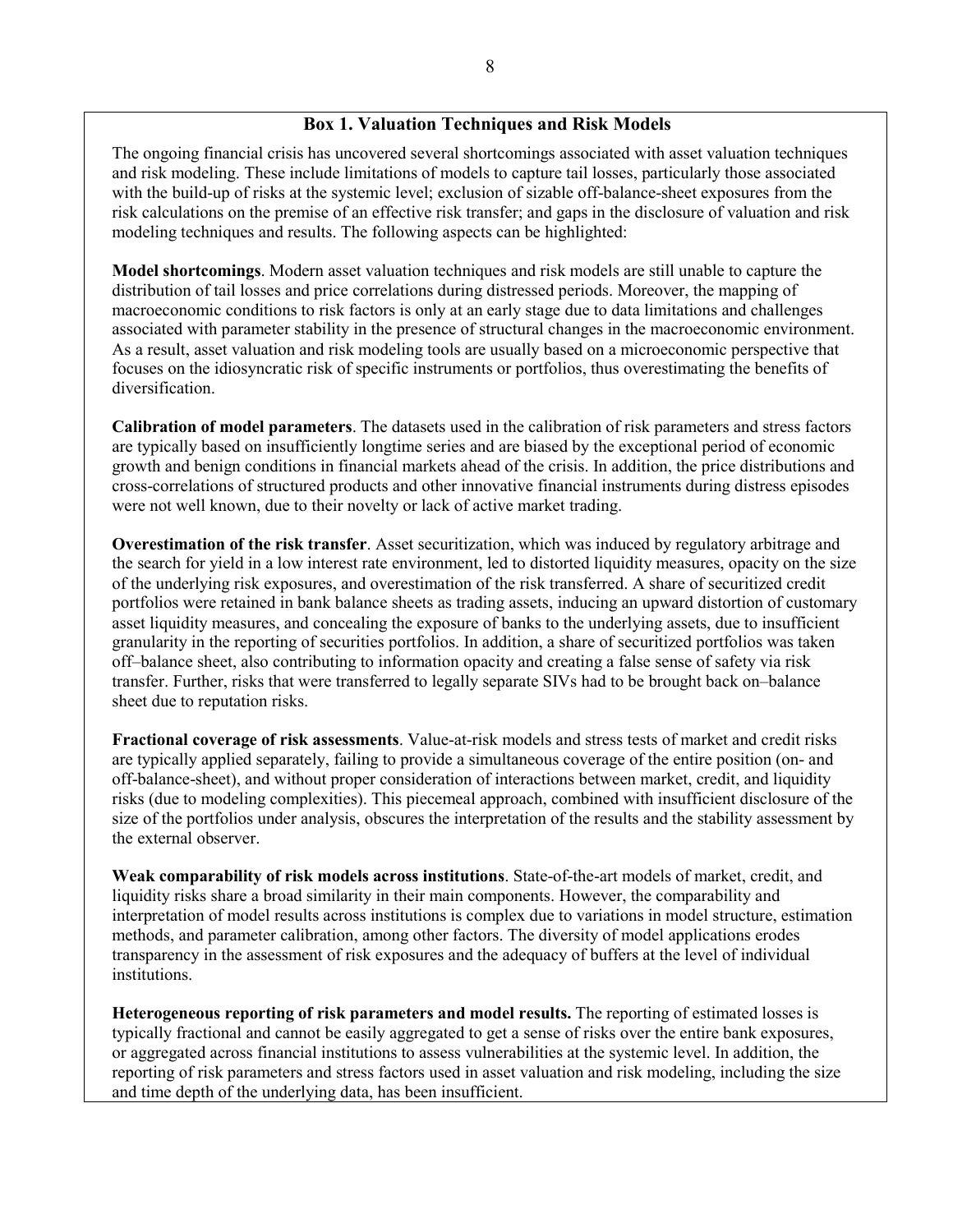### Box 1. Valuation Techniques and Risk Models

The ongoing financial crisis has uncovered several shortcomings associated with asset valuation techniques and risk modeling. These include limitations of models to capture tail losses, particularly those associated with the build-up of risks at the systemic level; exclusion of sizable off-balance-sheet exposures from the risk calculations on the premise of an effective risk transfer; and gaps in the disclosure of valuation and risk modeling techniques and results. The following aspects can be highlighted:

**Model shortcomings**. Modern asset valuation techniques and risk models are still unable to capture the distribution of tail losses and price correlations during distressed periods. Moreover, the mapping of macroeconomic conditions to risk factors is only at an early stage due to data limitations and challenges associated with parameter stability in the presence of structural changes in the macroeconomic environment. As a result, asset valuation and risk modeling tools are usually based on a microeconomic perspective that focuses on the idiosyncratic risk of specific instruments or portfolios, thus overestimating the benefits of diversification.

**Calibration of model parameters**. The datasets used in the calibration of risk parameters and stress factors are typically based on insufficiently longtime series and are biased by the exceptional period of economic growth and benign conditions in financial markets ahead of the crisis. In addition, the price distributions and cross-correlations of structured products and other innovative financial instruments during distress episodes were not well known, due to their novelty or lack of active market trading.

**Overestimation of the risk transfer**. Asset securitization, which was induced by regulatory arbitrage and the search for yield in a low interest rate environment, led to distorted liquidity measures, opacity on the size of the underlying risk exposures, and overestimation of the risk transferred. A share of securitized credit portfolios were retained in bank balance sheets as trading assets, inducing an upward distortion of customary asset liquidity measures, and concealing the exposure of banks to the underlying assets, due to insufficient granularity in the reporting of securities portfolios. In addition, a share of securitized portfolios was taken off–balance sheet, also contributing to information opacity and creating a false sense of safety via risk transfer. Further, risks that were transferred to legally separate SIVs had to be brought back on–balance sheet due to reputation risks.

**Fractional coverage of risk assessments**. Value-at-risk models and stress tests of market and credit risks are typically applied separately, failing to provide a simultaneous coverage of the entire position (on- and off-balance-sheet), and without proper consideration of interactions between market, credit, and liquidity risks (due to modeling complexities). This piecemeal approach, combined with insufficient disclosure of the size of the portfolios under analysis, obscures the interpretation of the results and the stability assessment by the external observer.

**Weak comparability of risk models across institutions**. State-of-the-art models of market, credit, and liquidity risks share a broad similarity in their main components. However, the comparability and interpretation of model results across institutions is complex due to variations in model structure, estimation methods, and parameter calibration, among other factors. The diversity of model applications erodes transparency in the assessment of risk exposures and the adequacy of buffers at the level of individual institutions.

**Heterogeneous reporting of risk parameters and model results.** The reporting of estimated losses is typically fractional and cannot be easily aggregated to get a sense of risks over the entire bank exposures, or aggregated across financial institutions to assess vulnerabilities at the systemic level. In addition, the reporting of risk parameters and stress factors used in asset valuation and risk modeling, including the size and time depth of the underlying data, has been insufficient.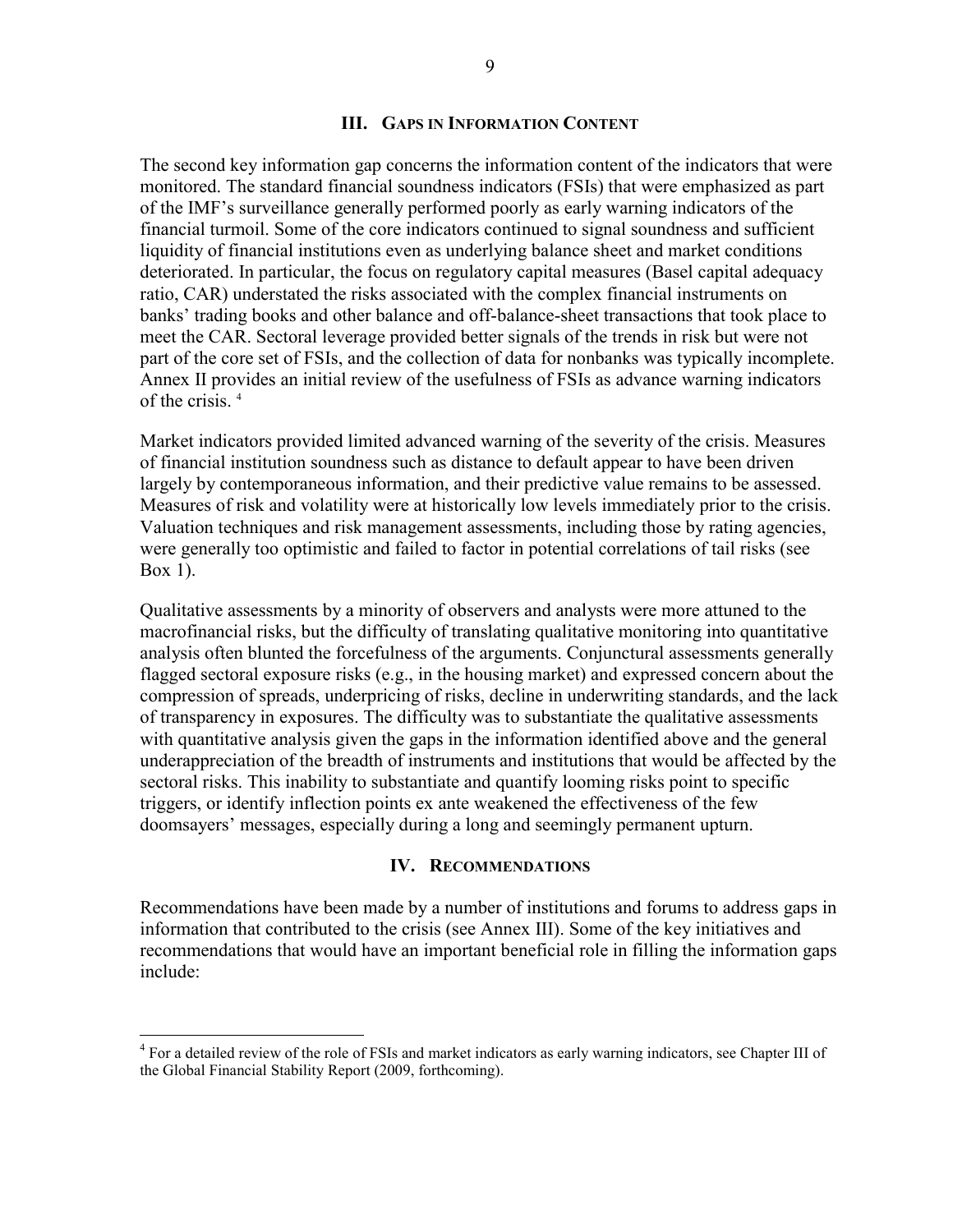## III. Gaps in Information Content

The second key information gap concerns the information content of the indicators that were monitored. The standard financial soundness indicators (FSIs) that were emphasized as part of the IMF's surveillance generally performed poorly as early warning indicators of the financial turmoil. Some of the core indicators continued to signal soundness and sufficient liquidity of financial institutions even as underlying balance sheet and market conditions deteriorated. In particular, the focus on regulatory capital measures (Basel capital adequacy ratio, CAR) understated the risks associated with the complex financial instruments on banks' trading books and other balance and off-balance-sheet transactions that took place to meet the CAR. Sectoral leverage provided better signals of the trends in risk but were not part of the core set of FSIs, and the collection of data for nonbanks was typically incomplete. Annex II provides an initial review of the usefulness of FSIs as advance warning indicators of the crisis. [4]

Market indicators provided limited advanced warning of the severity of the crisis. Measures of financial institution soundness such as distance to default appear to have been driven largely by contemporaneous information, and their predictive value remains to be assessed. Measures of risk and volatility were at historically low levels immediately prior to the crisis. Valuation techniques and risk management assessments, including those by rating agencies, were generally too optimistic and failed to factor in potential correlations of tail risks (see Box 1).

Qualitative assessments by a minority of observers and analysts were more attuned to the macrofinancial risks, but the difficulty of translating qualitative monitoring into quantitative analysis often blunted the forcefulness of the arguments. Conjunctural assessments generally flagged sectoral exposure risks (e.g., in the housing market) and expressed concern about the compression of spreads, underpricing of risks, decline in underwriting standards, and the lack of transparency in exposures. The difficulty was to substantiate the qualitative assessments with quantitative analysis given the gaps in the information identified above and the general underappreciation of the breadth of instruments and institutions that would be affected by the sectoral risks. This inability to substantiate and quantify looming risks point to specific triggers, or identify inflection points ex ante weakened the effectiveness of the few doomsayers' messages, especially during a long and seemingly permanent upturn.

## IV. Recommendations

Recommendations have been made by a number of institutions and forums to address gaps in information that contributed to the crisis (see Annex III). Some of the key initiatives and recommendations that would have an important beneficial role in filling the information gaps include:

---

[4] For a detailed review of the role of FSIs and market indicators as early warning indicators, see Chapter III of the Global Financial Stability Report (2009, forthcoming).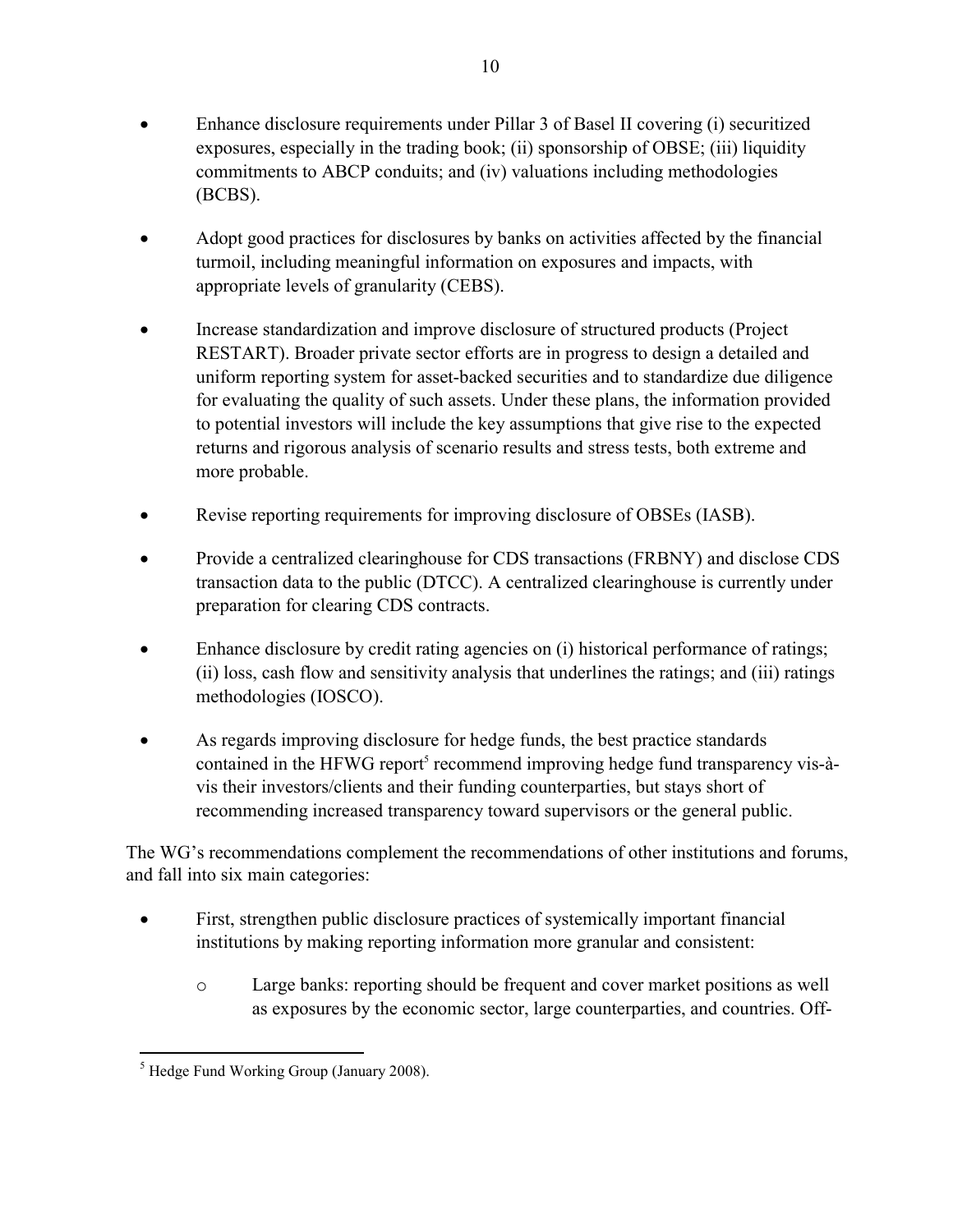- Enhance disclosure requirements under Pillar 3 of Basel II covering (i) securitized exposures, especially in the trading book; (ii) sponsorship of OBSE; (iii) liquidity commitments to ABCP conduits; and (iv) valuations including methodologies (BCBS).

- Adopt good practices for disclosures by banks on activities affected by the financial turmoil, including meaningful information on exposures and impacts, with appropriate levels of granularity (CEBS).

- Increase standardization and improve disclosure of structured products (Project RESTART). Broader private sector efforts are in progress to design a detailed and uniform reporting system for asset-backed securities and to standardize due diligence for evaluating the quality of such assets. Under these plans, the information provided to potential investors will include the key assumptions that give rise to the expected returns and rigorous analysis of scenario results and stress tests, both extreme and more probable.

- Revise reporting requirements for improving disclosure of OBSEs (IASB).

- Provide a centralized clearinghouse for CDS transactions (FRBNY) and disclose CDS transaction data to the public (DTCC). A centralized clearinghouse is currently under preparation for clearing CDS contracts.

- Enhance disclosure by credit rating agencies on (i) historical performance of ratings; (ii) loss, cash flow and sensitivity analysis that underlines the ratings; and (iii) ratings methodologies (IOSCO).

- As regards improving disclosure for hedge funds, the best practice standards contained in the HFWG report[5] recommend improving hedge fund transparency vis-à-vis their investors/clients and their funding counterparties, but stays short of recommending increased transparency toward supervisors or the general public.

The WG's recommendations complement the recommendations of other institutions and forums, and fall into six main categories:

- First, strengthen public disclosure practices of systemically important financial institutions by making reporting information more granular and consistent:
  - Large banks: reporting should be frequent and cover market positions as well as exposures by the economic sector, large counterparties, and countries. Off-

[5] Hedge Fund Working Group (January 2008).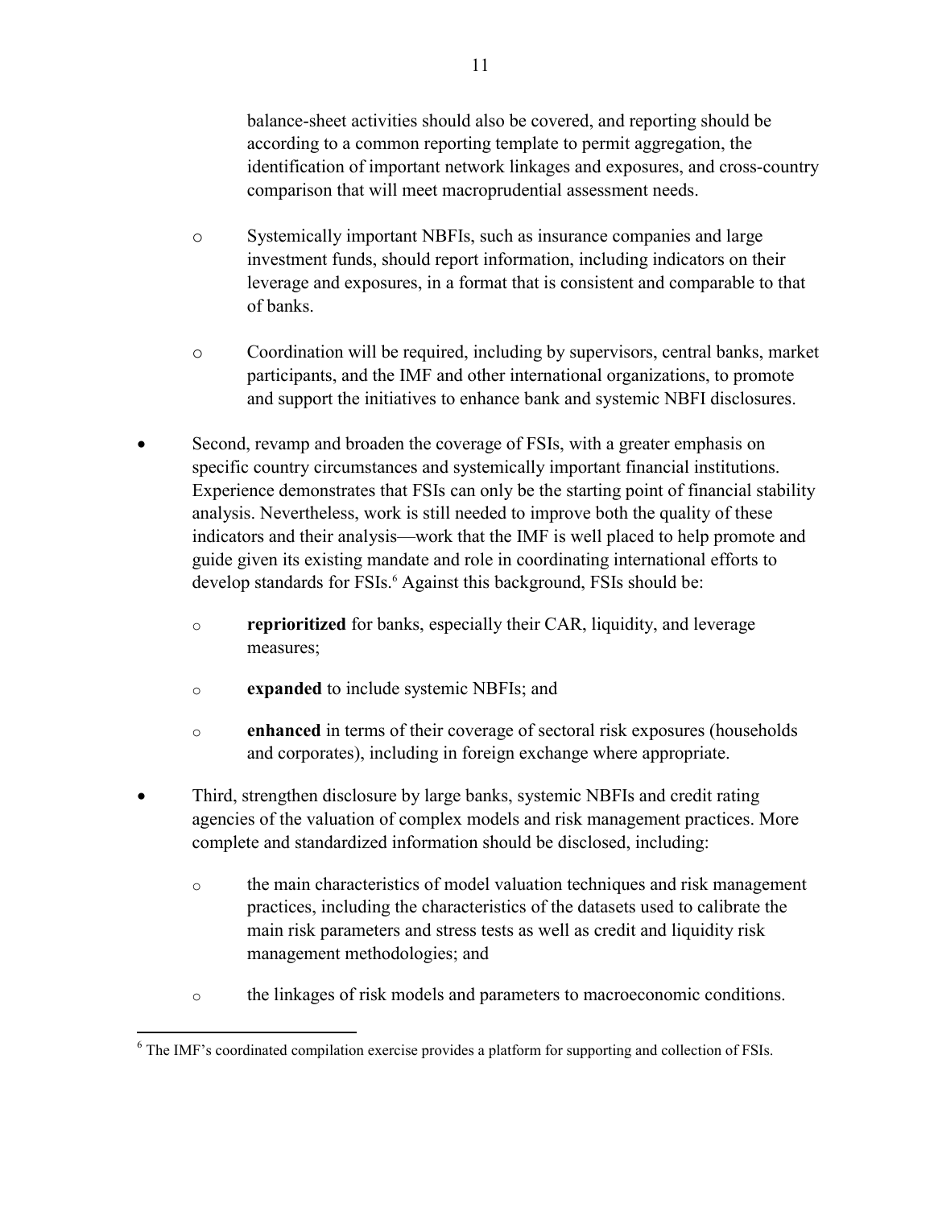balance-sheet activities should also be covered, and reporting should be according to a common reporting template to permit aggregation, the identification of important network linkages and exposures, and cross-country comparison that will meet macroprudential assessment needs.

  - Systemically important NBFIs, such as insurance companies and large investment funds, should report information, including indicators on their leverage and exposures, in a format that is consistent and comparable to that of banks.

  - Coordination will be required, including by supervisors, central banks, market participants, and the IMF and other international organizations, to promote and support the initiatives to enhance bank and systemic NBFI disclosures.

- Second, revamp and broaden the coverage of FSIs, with a greater emphasis on specific country circumstances and systemically important financial institutions. Experience demonstrates that FSIs can only be the starting point of financial stability analysis. Nevertheless, work is still needed to improve both the quality of these indicators and their analysis—work that the IMF is well placed to help promote and guide given its existing mandate and role in coordinating international efforts to develop standards for FSIs.[6] Against this background, FSIs should be:

  - **reprioritized** for banks, especially their CAR, liquidity, and leverage measures;

  - **expanded** to include systemic NBFIs; and

  - **enhanced** in terms of their coverage of sectoral risk exposures (households and corporates), including in foreign exchange where appropriate.

- Third, strengthen disclosure by large banks, systemic NBFIs and credit rating agencies of the valuation of complex models and risk management practices. More complete and standardized information should be disclosed, including:

  - the main characteristics of model valuation techniques and risk management practices, including the characteristics of the datasets used to calibrate the main risk parameters and stress tests as well as credit and liquidity risk management methodologies; and

  - the linkages of risk models and parameters to macroeconomic conditions.

---

[6] The IMF's coordinated compilation exercise provides a platform for supporting and collection of FSIs.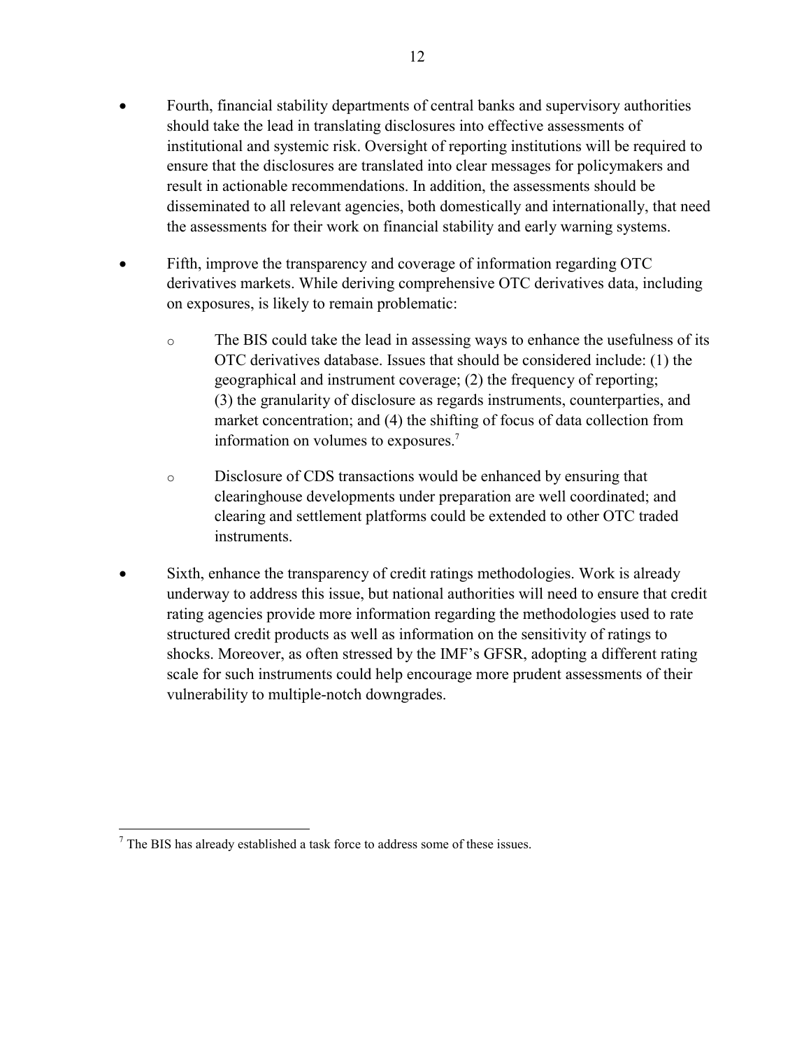- Fourth, financial stability departments of central banks and supervisory authorities should take the lead in translating disclosures into effective assessments of institutional and systemic risk. Oversight of reporting institutions will be required to ensure that the disclosures are translated into clear messages for policymakers and result in actionable recommendations. In addition, the assessments should be disseminated to all relevant agencies, both domestically and internationally, that need the assessments for their work on financial stability and early warning systems.

- Fifth, improve the transparency and coverage of information regarding OTC derivatives markets. While deriving comprehensive OTC derivatives data, including on exposures, is likely to remain problematic:

    - The BIS could take the lead in assessing ways to enhance the usefulness of its OTC derivatives database. Issues that should be considered include: (1) the geographical and instrument coverage; (2) the frequency of reporting; (3) the granularity of disclosure as regards instruments, counterparties, and market concentration; and (4) the shifting of focus of data collection from information on volumes to exposures.[7]

    - Disclosure of CDS transactions would be enhanced by ensuring that clearinghouse developments under preparation are well coordinated; and clearing and settlement platforms could be extended to other OTC traded instruments.

- Sixth, enhance the transparency of credit ratings methodologies. Work is already underway to address this issue, but national authorities will need to ensure that credit rating agencies provide more information regarding the methodologies used to rate structured credit products as well as information on the sensitivity of ratings to shocks. Moreover, as often stressed by the IMF's GFSR, adopting a different rating scale for such instruments could help encourage more prudent assessments of their vulnerability to multiple-notch downgrades.

---

[7] The BIS has already established a task force to address some of these issues.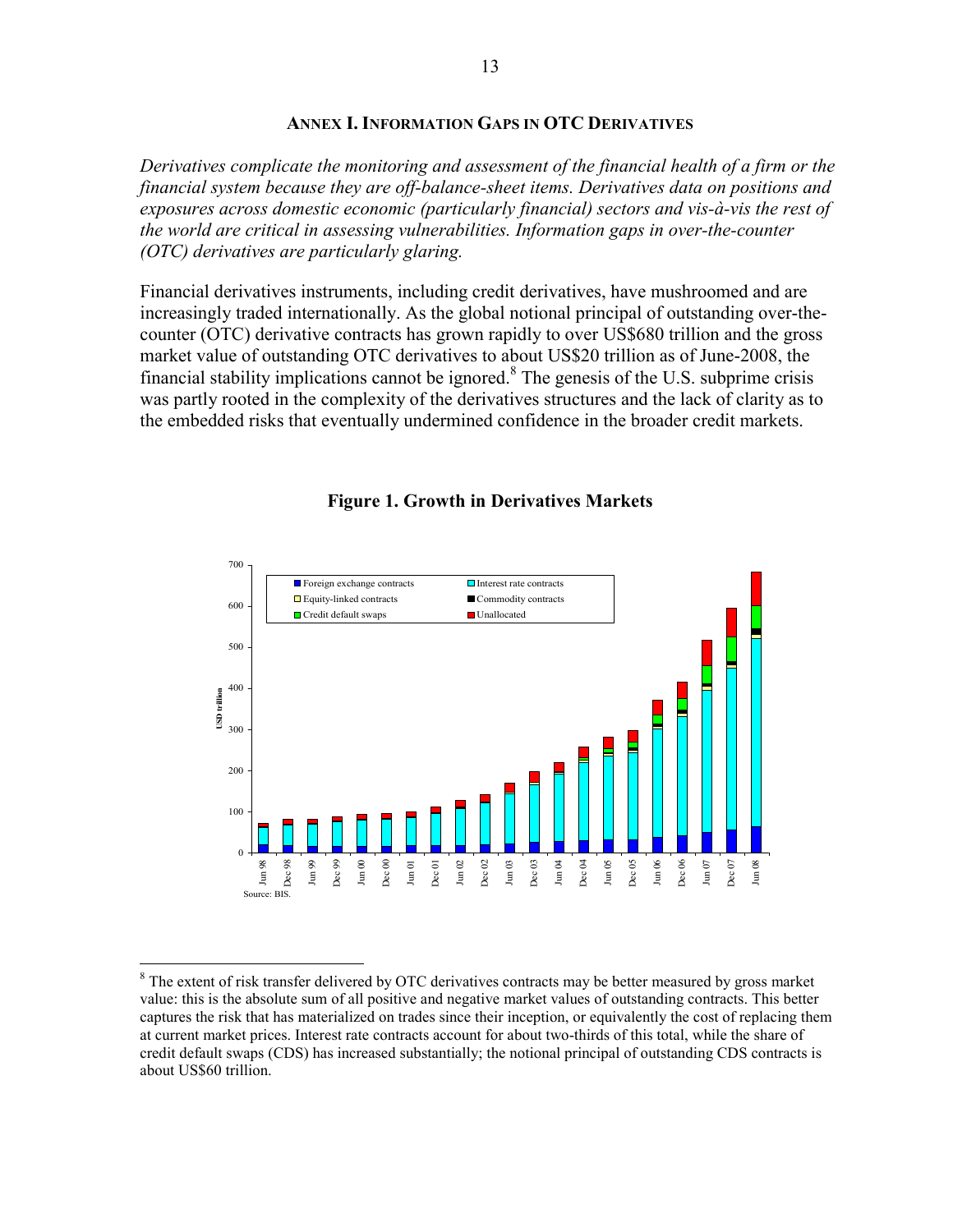## ANNEX I. INFORMATION GAPS IN OTC DERIVATIVES

*Derivatives complicate the monitoring and assessment of the financial health of a firm or the financial system because they are off-balance-sheet items. Derivatives data on positions and exposures across domestic economic (particularly financial) sectors and vis-à-vis the rest of the world are critical in assessing vulnerabilities. Information gaps in over-the-counter (OTC) derivatives are particularly glaring.*

Financial derivatives instruments, including credit derivatives, have mushroomed and are increasingly traded internationally. As the global notional principal of outstanding over-the-counter (OTC) derivative contracts has grown rapidly to over US$680 trillion and the gross market value of outstanding OTC derivatives to about US$20 trillion as of June-2008, the financial stability implications cannot be ignored.[8] The genesis of the U.S. subprime crisis was partly rooted in the complexity of the derivatives structures and the lack of clarity as to the embedded risks that eventually undermined confidence in the broader credit markets.

**Figure 1. Growth in Derivatives Markets**

Source: BIS.

---

[8] The extent of risk transfer delivered by OTC derivatives contracts may be better measured by gross market value: this is the absolute sum of all positive and negative market values of outstanding contracts. This better captures the risk that has materialized on trades since their inception, or equivalently the cost of replacing them at current market prices. Interest rate contracts account for about two-thirds of this total, while the share of credit default swaps (CDS) has increased substantially; the notional principal of outstanding CDS contracts is about US$60 trillion.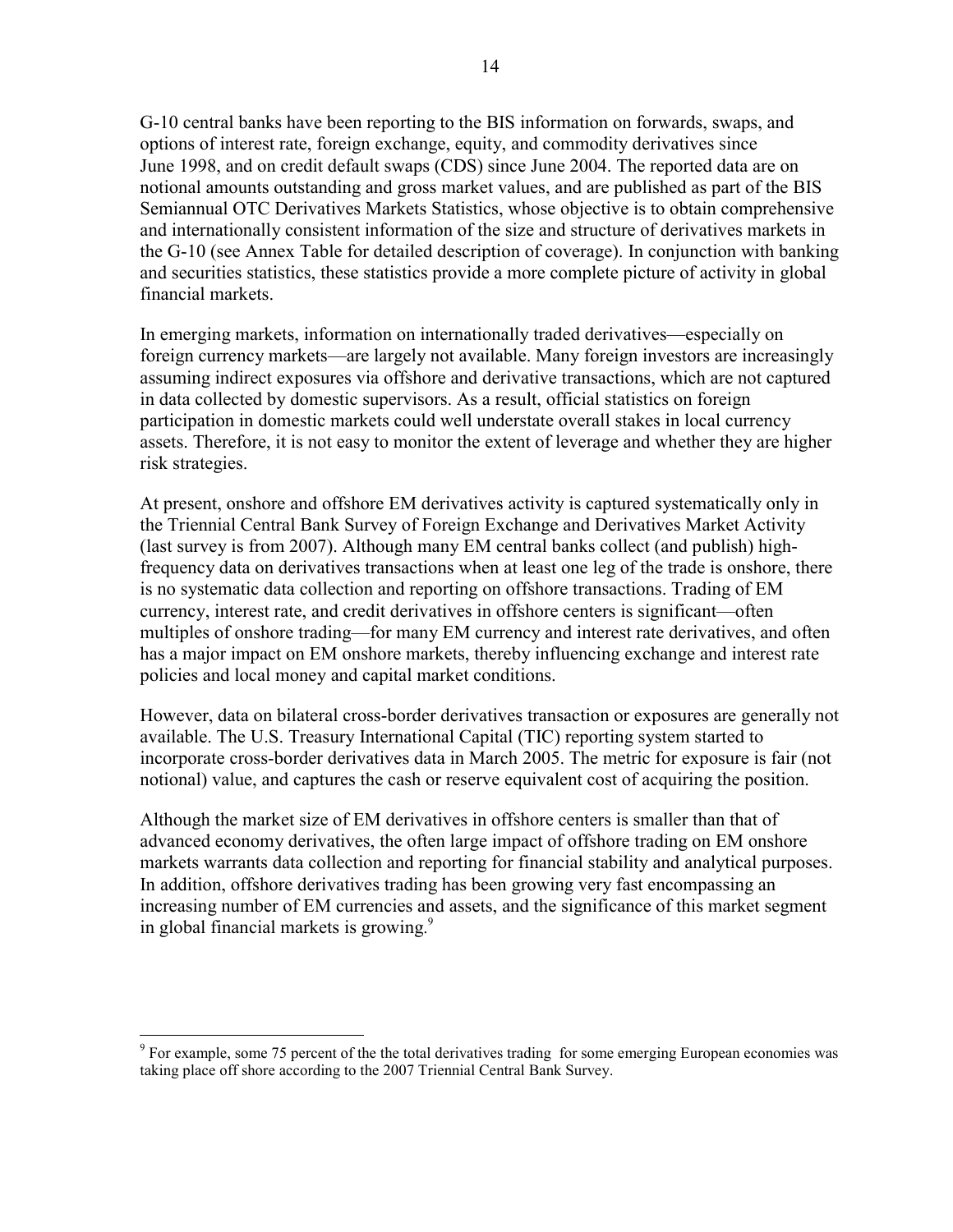G-10 central banks have been reporting to the BIS information on forwards, swaps, and options of interest rate, foreign exchange, equity, and commodity derivatives since June 1998, and on credit default swaps (CDS) since June 2004. The reported data are on notional amounts outstanding and gross market values, and are published as part of the BIS Semiannual OTC Derivatives Markets Statistics, whose objective is to obtain comprehensive and internationally consistent information of the size and structure of derivatives markets in the G-10 (see Annex Table for detailed description of coverage). In conjunction with banking and securities statistics, these statistics provide a more complete picture of activity in global financial markets.

In emerging markets, information on internationally traded derivatives—especially on foreign currency markets—are largely not available. Many foreign investors are increasingly assuming indirect exposures via offshore and derivative transactions, which are not captured in data collected by domestic supervisors. As a result, official statistics on foreign participation in domestic markets could well understate overall stakes in local currency assets. Therefore, it is not easy to monitor the extent of leverage and whether they are higher risk strategies.

At present, onshore and offshore EM derivatives activity is captured systematically only in the Triennial Central Bank Survey of Foreign Exchange and Derivatives Market Activity (last survey is from 2007). Although many EM central banks collect (and publish) high-frequency data on derivatives transactions when at least one leg of the trade is onshore, there is no systematic data collection and reporting on offshore transactions. Trading of EM currency, interest rate, and credit derivatives in offshore centers is significant—often multiples of onshore trading—for many EM currency and interest rate derivatives, and often has a major impact on EM onshore markets, thereby influencing exchange and interest rate policies and local money and capital market conditions.

However, data on bilateral cross-border derivatives transaction or exposures are generally not available. The U.S. Treasury International Capital (TIC) reporting system started to incorporate cross-border derivatives data in March 2005. The metric for exposure is fair (not notional) value, and captures the cash or reserve equivalent cost of acquiring the position.

Although the market size of EM derivatives in offshore centers is smaller than that of advanced economy derivatives, the often large impact of offshore trading on EM onshore markets warrants data collection and reporting for financial stability and analytical purposes. In addition, offshore derivatives trading has been growing very fast encompassing an increasing number of EM currencies and assets, and the significance of this market segment in global financial markets is growing.[9]

[9] For example, some 75 percent of the the total derivatives trading for some emerging European economies was taking place off shore according to the 2007 Triennial Central Bank Survey.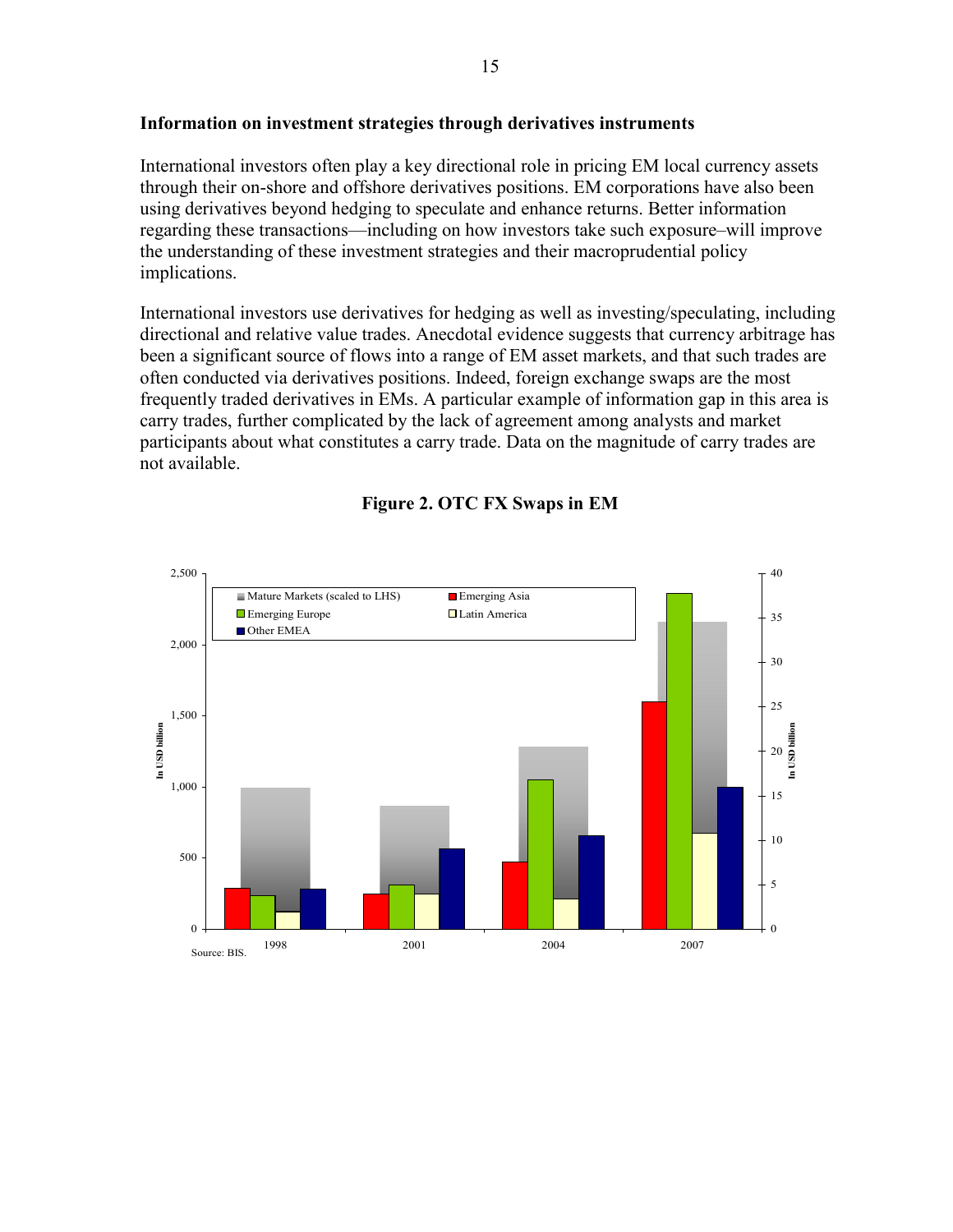**Information on investment strategies through derivatives instruments**

International investors often play a key directional role in pricing EM local currency assets through their on-shore and offshore derivatives positions. EM corporations have also been using derivatives beyond hedging to speculate and enhance returns. Better information regarding these transactions—including on how investors take such exposure–will improve the understanding of these investment strategies and their macroprudential policy implications.

International investors use derivatives for hedging as well as investing/speculating, including directional and relative value trades. Anecdotal evidence suggests that currency arbitrage has been a significant source of flows into a range of EM asset markets, and that such trades are often conducted via derivatives positions. Indeed, foreign exchange swaps are the most frequently traded derivatives in EMs. A particular example of information gap in this area is carry trades, further complicated by the lack of agreement among analysts and market participants about what constitutes a carry trade. Data on the magnitude of carry trades are not available.

**Figure 2. OTC FX Swaps in EM**

Source: BIS.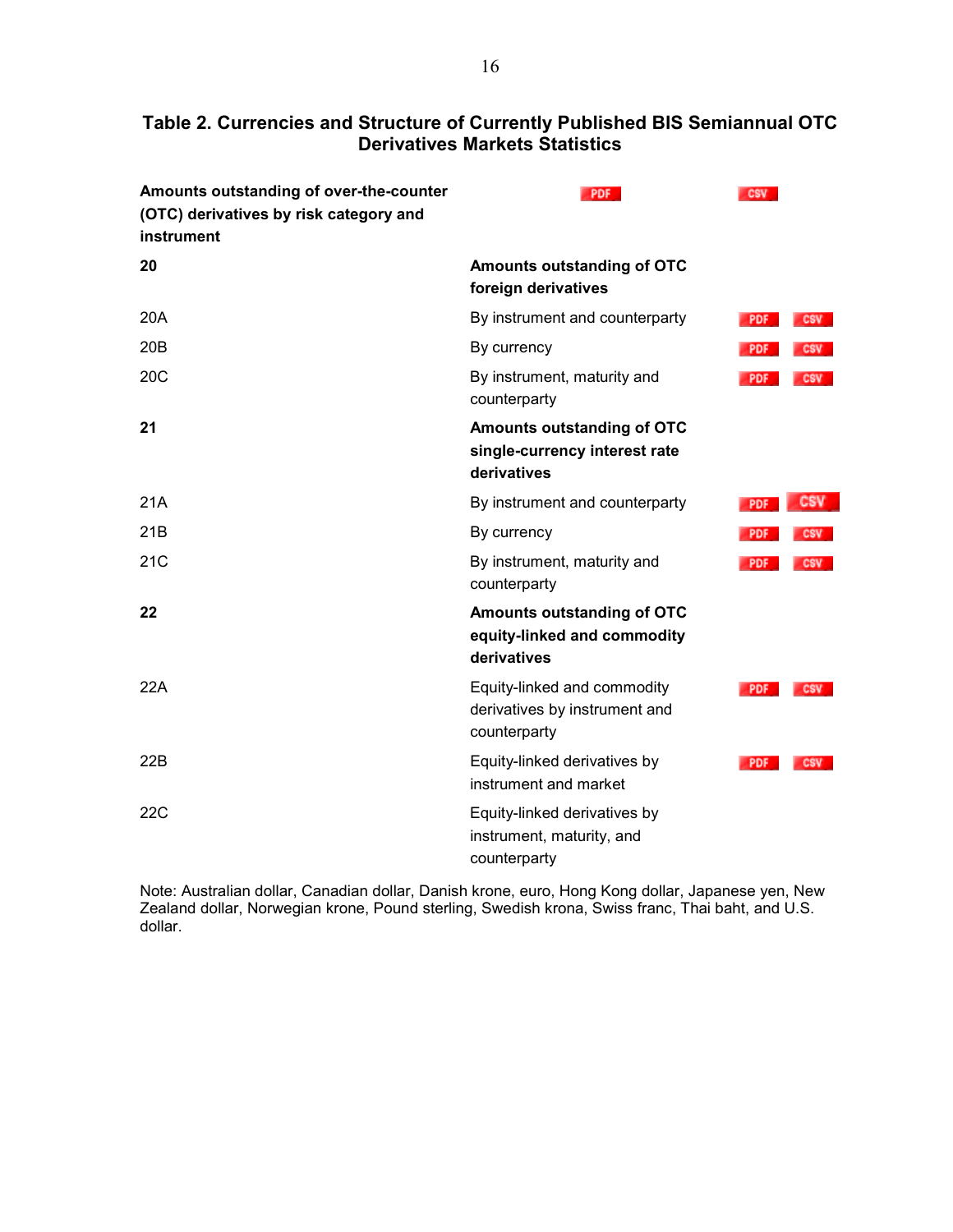## Table 2. Currencies and Structure of Currently Published BIS Semiannual OTC Derivatives Markets Statistics

| Amounts outstanding of over-the-counter (OTC) derivatives by risk category and instrument | | PDF | CSV |
|---|---|---|---|
| **20** | **Amounts outstanding of OTC foreign derivatives** | | |
| 20A | By instrument and counterparty | PDF | CSV |
| 20B | By currency | PDF | CSV |
| 20C | By instrument, maturity and counterparty | PDF | CSV |
| **21** | **Amounts outstanding of OTC single-currency interest rate derivatives** | | |
| 21A | By instrument and counterparty | PDF | CSV |
| 21B | By currency | PDF | CSV |
| 21C | By instrument, maturity and counterparty | PDF | CSV |
| **22** | **Amounts outstanding of OTC equity-linked and commodity derivatives** | | |
| 22A | Equity-linked and commodity derivatives by instrument and counterparty | PDF | CSV |
| 22B | Equity-linked derivatives by instrument and market | PDF | CSV |
| 22C | Equity-linked derivatives by instrument, maturity, and counterparty | | |

Note: Australian dollar, Canadian dollar, Danish krone, euro, Hong Kong dollar, Japanese yen, New Zealand dollar, Norwegian krone, Pound sterling, Swedish krona, Swiss franc, Thai baht, and U.S. dollar.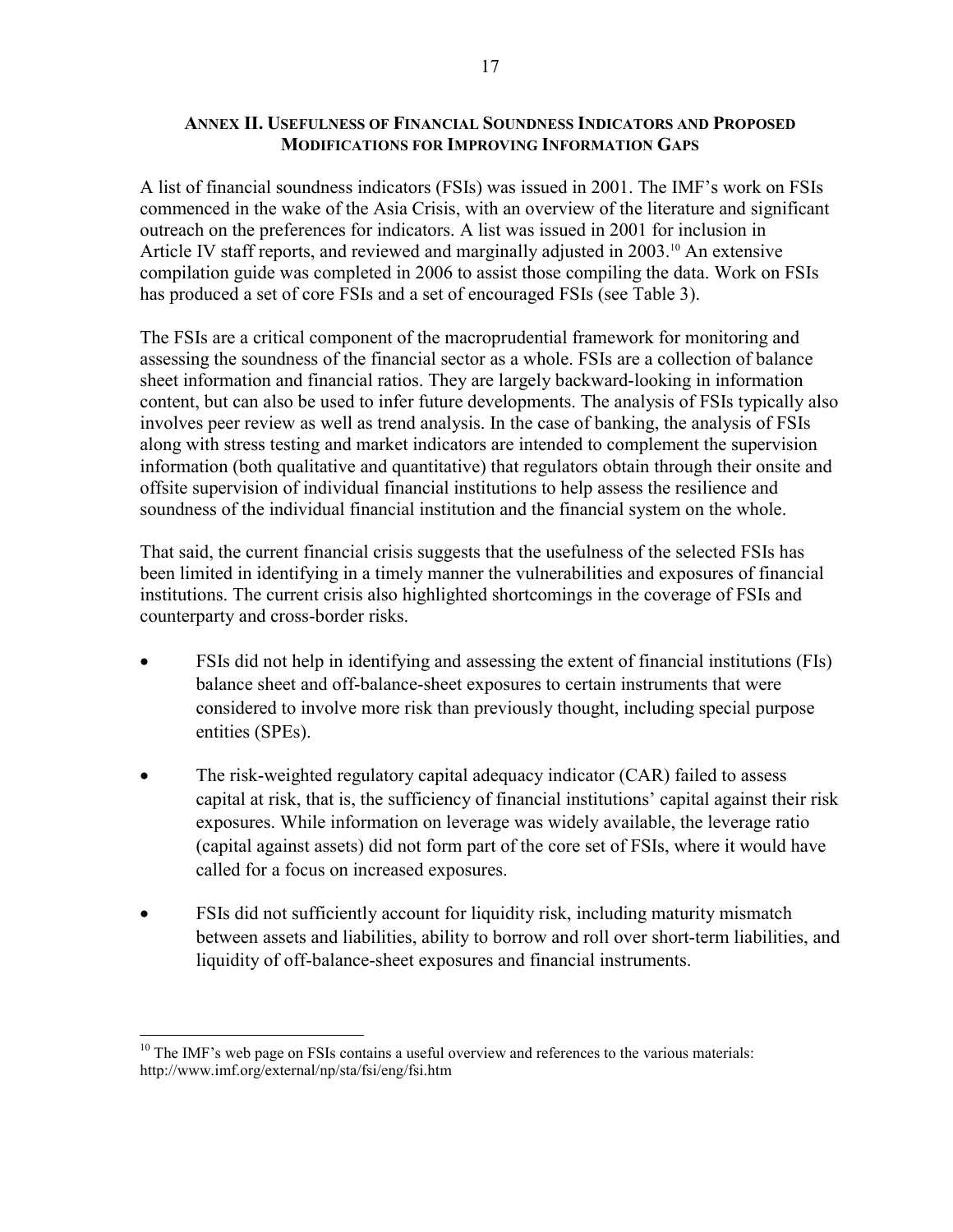## Annex II. Usefulness of Financial Soundness Indicators and Proposed Modifications for Improving Information Gaps

A list of financial soundness indicators (FSIs) was issued in 2001. The IMF's work on FSIs commenced in the wake of the Asia Crisis, with an overview of the literature and significant outreach on the preferences for indicators. A list was issued in 2001 for inclusion in Article IV staff reports, and reviewed and marginally adjusted in 2003.[10] An extensive compilation guide was completed in 2006 to assist those compiling the data. Work on FSIs has produced a set of core FSIs and a set of encouraged FSIs (see Table 3).

The FSIs are a critical component of the macroprudential framework for monitoring and assessing the soundness of the financial sector as a whole. FSIs are a collection of balance sheet information and financial ratios. They are largely backward-looking in information content, but can also be used to infer future developments. The analysis of FSIs typically also involves peer review as well as trend analysis. In the case of banking, the analysis of FSIs along with stress testing and market indicators are intended to complement the supervision information (both qualitative and quantitative) that regulators obtain through their onsite and offsite supervision of individual financial institutions to help assess the resilience and soundness of the individual financial institution and the financial system on the whole.

That said, the current financial crisis suggests that the usefulness of the selected FSIs has been limited in identifying in a timely manner the vulnerabilities and exposures of financial institutions. The current crisis also highlighted shortcomings in the coverage of FSIs and counterparty and cross-border risks.

- FSIs did not help in identifying and assessing the extent of financial institutions (FIs) balance sheet and off-balance-sheet exposures to certain instruments that were considered to involve more risk than previously thought, including special purpose entities (SPEs).

- The risk-weighted regulatory capital adequacy indicator (CAR) failed to assess capital at risk, that is, the sufficiency of financial institutions' capital against their risk exposures. While information on leverage was widely available, the leverage ratio (capital against assets) did not form part of the core set of FSIs, where it would have called for a focus on increased exposures.

- FSIs did not sufficiently account for liquidity risk, including maturity mismatch between assets and liabilities, ability to borrow and roll over short-term liabilities, and liquidity of off-balance-sheet exposures and financial instruments.

[10] The IMF's web page on FSIs contains a useful overview and references to the various materials: http://www.imf.org/external/np/sta/fsi/eng/fsi.htm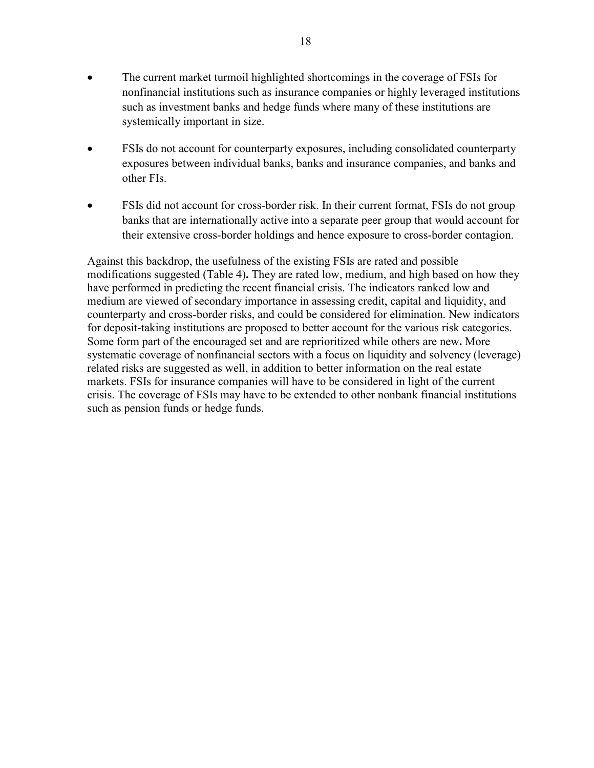- The current market turmoil highlighted shortcomings in the coverage of FSIs for nonfinancial institutions such as insurance companies or highly leveraged institutions such as investment banks and hedge funds where many of these institutions are systemically important in size.

- FSIs do not account for counterparty exposures, including consolidated counterparty exposures between individual banks, banks and insurance companies, and banks and other FIs.

- FSIs did not account for cross-border risk. In their current format, FSIs do not group banks that are internationally active into a separate peer group that would account for their extensive cross-border holdings and hence exposure to cross-border contagion.

Against this backdrop, the usefulness of the existing FSIs are rated and possible modifications suggested (Table 4)**.** They are rated low, medium, and high based on how they have performed in predicting the recent financial crisis. The indicators ranked low and medium are viewed of secondary importance in assessing credit, capital and liquidity, and counterparty and cross-border risks, and could be considered for elimination. New indicators for deposit-taking institutions are proposed to better account for the various risk categories. Some form part of the encouraged set and are reprioritized while others are new**.** More systematic coverage of nonfinancial sectors with a focus on liquidity and solvency (leverage) related risks are suggested as well, in addition to better information on the real estate markets. FSIs for insurance companies will have to be considered in light of the current crisis. The coverage of FSIs may have to be extended to other nonbank financial institutions such as pension funds or hedge funds.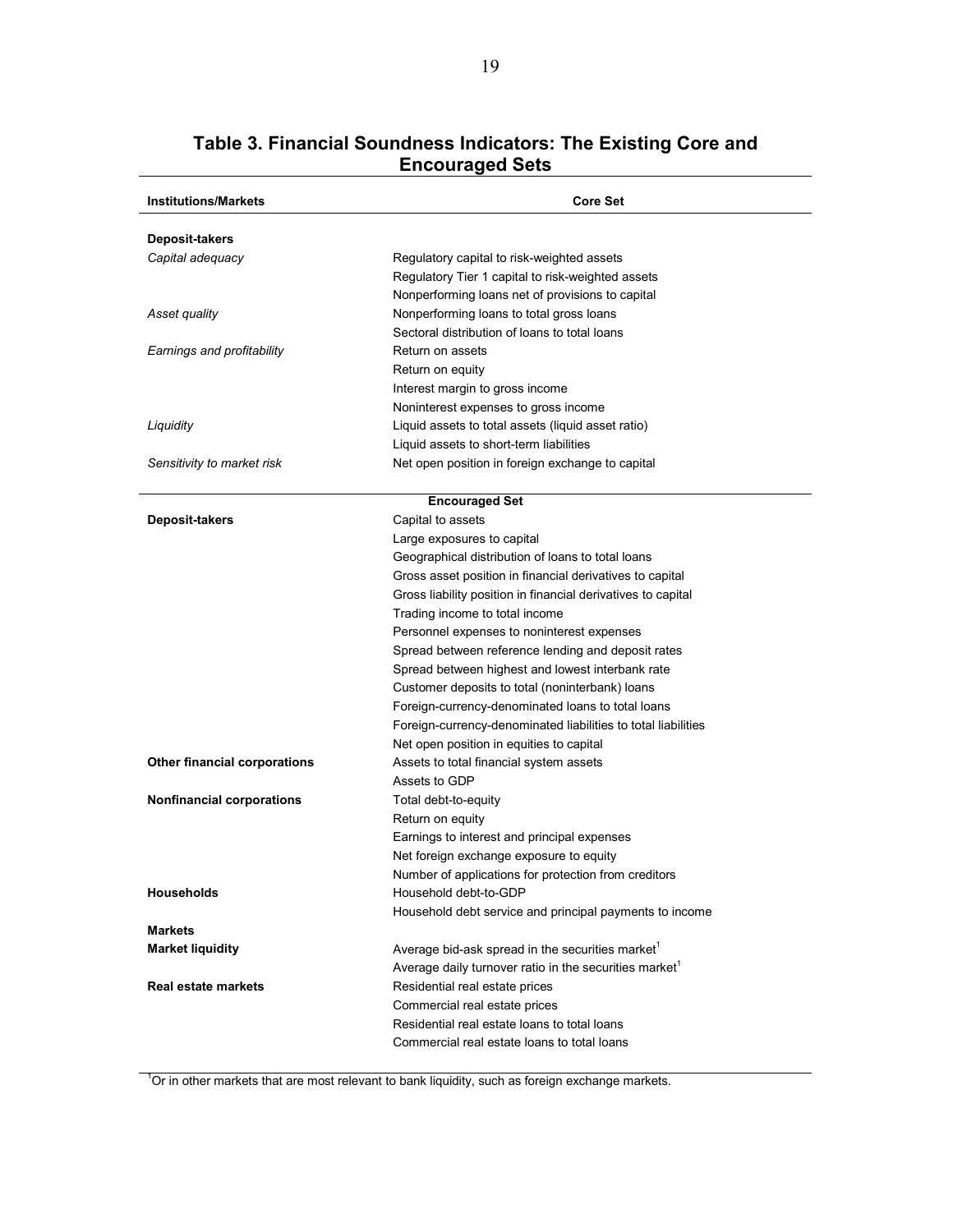## Table 3. Financial Soundness Indicators: The Existing Core and Encouraged Sets

| Institutions/Markets | Core Set |
|---|---|
| **Deposit-takers** | |
| *Capital adequacy* | Regulatory capital to risk-weighted assets |
| | Regulatory Tier 1 capital to risk-weighted assets |
| | Nonperforming loans net of provisions to capital |
| *Asset quality* | Nonperforming loans to total gross loans |
| | Sectoral distribution of loans to total loans |
| *Earnings and profitability* | Return on assets |
| | Return on equity |
| | Interest margin to gross income |
| | Noninterest expenses to gross income |
| *Liquidity* | Liquid assets to total assets (liquid asset ratio) |
| | Liquid assets to short-term liabilities |
| *Sensitivity to market risk* | Net open position in foreign exchange to capital |
| | **Encouraged Set** |
| **Deposit-takers** | Capital to assets |
| | Large exposures to capital |
| | Geographical distribution of loans to total loans |
| | Gross asset position in financial derivatives to capital |
| | Gross liability position in financial derivatives to capital |
| | Trading income to total income |
| | Personnel expenses to noninterest expenses |
| | Spread between reference lending and deposit rates |
| | Spread between highest and lowest interbank rate |
| | Customer deposits to total (noninterbank) loans |
| | Foreign-currency-denominated loans to total loans |
| | Foreign-currency-denominated liabilities to total liabilities |
| | Net open position in equities to capital |
| **Other financial corporations** | Assets to total financial system assets |
| | Assets to GDP |
| **Nonfinancial corporations** | Total debt-to-equity |
| | Return on equity |
| | Earnings to interest and principal expenses |
| | Net foreign exchange exposure to equity |
| | Number of applications for protection from creditors |
| **Households** | Household debt-to-GDP |
| | Household debt service and principal payments to income |
| **Markets** | |
| **Market liquidity** | Average bid-ask spread in the securities market[1] |
| | Average daily turnover ratio in the securities market[1] |
| **Real estate markets** | Residential real estate prices |
| | Commercial real estate prices |
| | Residential real estate loans to total loans |
| | Commercial real estate loans to total loans |

[1] Or in other markets that are most relevant to bank liquidity, such as foreign exchange markets.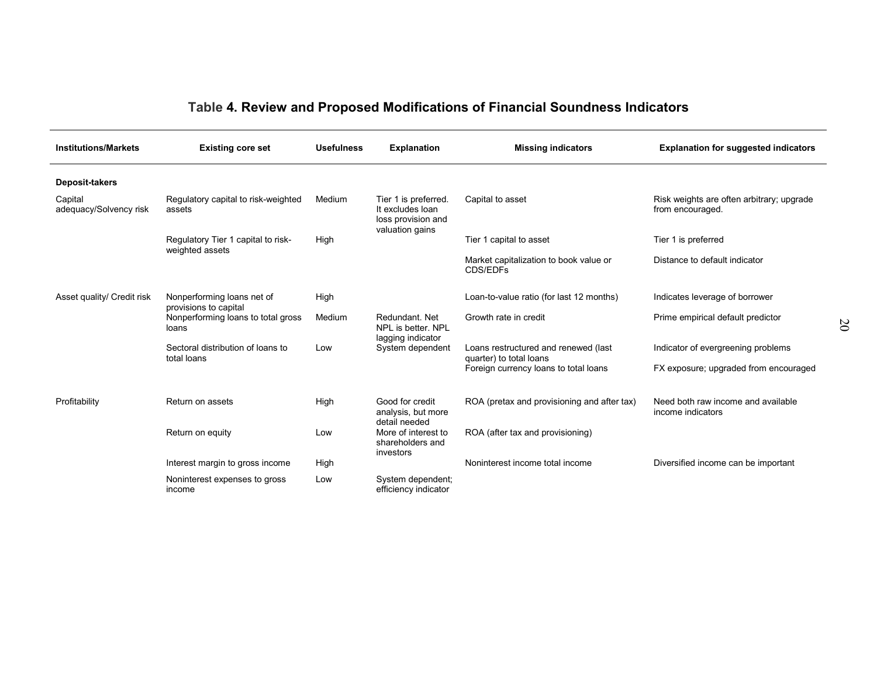## Table 4. Review and Proposed Modifications of Financial Soundness Indicators

| Institutions/Markets | Existing core set | Usefulness | Explanation | Missing indicators | Explanation for suggested indicators |
|---|---|---|---|---|---|
| **Deposit-takers** | | | | | |
| Capital adequacy/Solvency risk | Regulatory capital to risk-weighted assets | Medium | Tier 1 is preferred. It excludes loan loss provision and valuation gains | Capital to asset | Risk weights are often arbitrary; upgrade from encouraged. |
| | Regulatory Tier 1 capital to risk-weighted assets | High | | Tier 1 capital to asset | Tier 1 is preferred |
| | | | | Market capitalization to book value or CDS/EDFs | Distance to default indicator |
| Asset quality/ Credit risk | Nonperforming loans net of provisions to capital | High | | Loan-to-value ratio (for last 12 months) | Indicates leverage of borrower |
| | Nonperforming loans to total gross loans | Medium | Redundant. Net NPL is better. NPL lagging indicator | Growth rate in credit | Prime empirical default predictor |
| | Sectoral distribution of loans to total loans | Low | System dependent | Loans restructured and renewed (last quarter) to total loans | Indicator of evergreening problems |
| | | | | Foreign currency loans to total loans | FX exposure; upgraded from encouraged |
| Profitability | Return on assets | High | Good for credit analysis, but more detail needed | ROA (pretax and provisioning and after tax) | Need both raw income and available income indicators |
| | Return on equity | Low | More of interest to shareholders and investors | ROA (after tax and provisioning) | |
| | Interest margin to gross income | High | | Noninterest income total income | Diversified income can be important |
| | Noninterest expenses to gross income | Low | System dependent; efficiency indicator | | |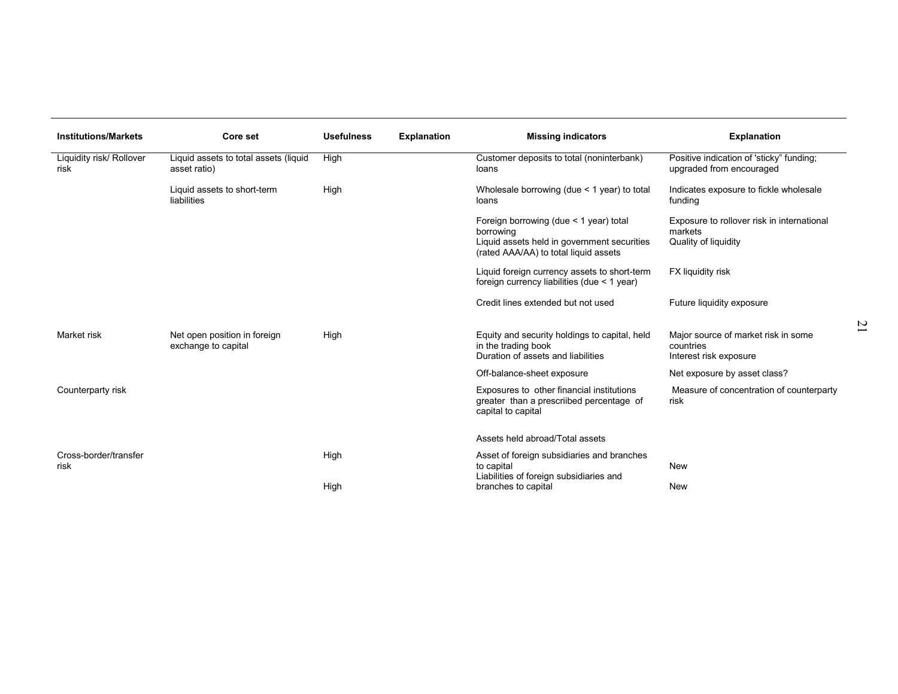| Institutions/Markets | Core set | Usefulness | Explanation | Missing indicators | Explanation |
|---|---|---|---|---|---|
| Liquidity risk/ Rollover risk | Liquid assets to total assets (liquid asset ratio) | High | | Customer deposits to total (noninterbank) loans | Positive indication of 'sticky" funding; upgraded from encouraged |
| | Liquid assets to short-term liabilities | High | | Wholesale borrowing (due < 1 year) to total loans | Indicates exposure to fickle wholesale funding |
| | | | | Foreign borrowing (due < 1 year) total borrowing | Exposure to rollover risk in international markets |
| | | | | Liquid assets held in government securities (rated AAA/AA) to total liquid assets | Quality of liquidity |
| | | | | Liquid foreign currency assets to short-term foreign currency liabilities (due < 1 year) | FX liquidity risk |
| | | | | Credit lines extended but not used | Future liquidity exposure |
| Market risk | Net open position in foreign exchange to capital | High | | Equity and security holdings to capital, held in the trading book | Major source of market risk in some countries |
| | | | | Duration of assets and liabilities | Interest risk exposure |
| | | | | Off-balance-sheet exposure | Net exposure by asset class? |
| Counterparty risk | | | | Exposures to other financial institutions greater than a prescriibed percentage of capital to capital | Measure of concentration of counterparty risk |
| | | | | Assets held abroad/Total assets | |
| Cross-border/transfer risk | | High | | Asset of foreign subsidiaries and branches to capital | New |
| | | High | | Liabilities of foreign subsidiaries and branches to capital | New |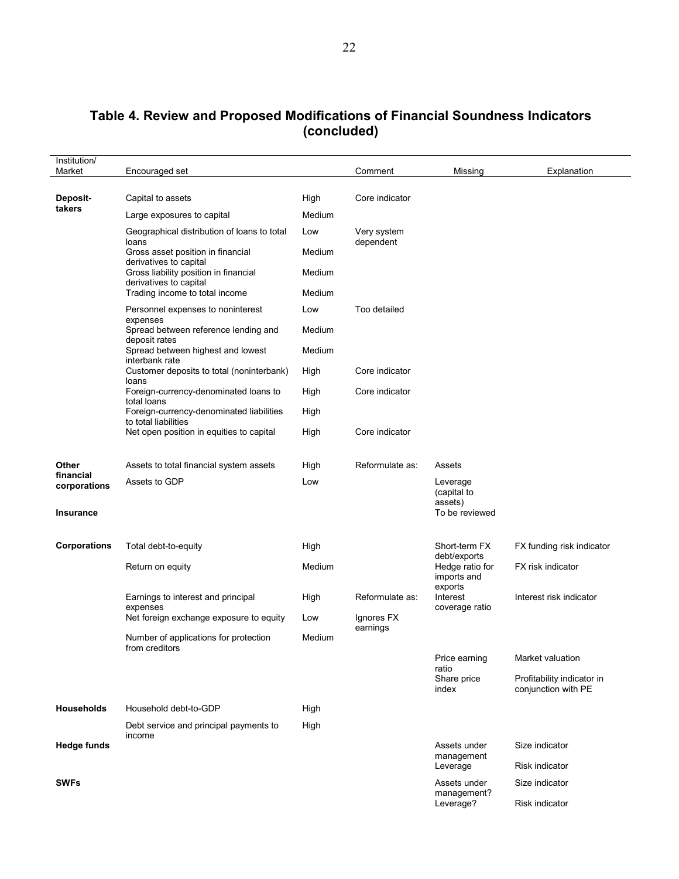## Table 4. Review and Proposed Modifications of Financial Soundness Indicators (concluded)

| Institution/ Market | Encouraged set | | Comment | Missing | Explanation |
|---|---|---|---|---|---|
| **Deposit-takers** | Capital to assets | High | Core indicator | | |
| | Large exposures to capital | Medium | | | |
| | Geographical distribution of loans to total loans | Low | Very system dependent | | |
| | Gross asset position in financial derivatives to capital | Medium | | | |
| | Gross liability position in financial derivatives to capital | Medium | | | |
| | Trading income to total income | Medium | | | |
| | Personnel expenses to noninterest expenses | Low | Too detailed | | |
| | Spread between reference lending and deposit rates | Medium | | | |
| | Spread between highest and lowest interbank rate | Medium | | | |
| | Customer deposits to total (noninterbank) loans | High | Core indicator | | |
| | Foreign-currency-denominated loans to total loans | High | Core indicator | | |
| | Foreign-currency-denominated liabilities to total liabilities | High | | | |
| | Net open position in equities to capital | High | Core indicator | | |
| **Other financial corporations** | Assets to total financial system assets | High | Reformulate as: | Assets | |
| | Assets to GDP | Low | | Leverage (capital to assets) | |
| **Insurance** | | | | To be reviewed | |
| **Corporations** | Total debt-to-equity | High | | Short-term FX debt/exports | FX funding risk indicator |
| | Return on equity | Medium | | Hedge ratio for imports and exports | FX risk indicator |
| | Earnings to interest and principal expenses | High | Reformulate as: | Interest coverage ratio | Interest risk indicator |
| | Net foreign exchange exposure to equity | Low | Ignores FX earnings | | |
| | Number of applications for protection from creditors | Medium | | | |
| | | | | Price earning ratio | Market valuation |
| | | | | Share price index | Profitability indicator in conjunction with PE |
| **Households** | Household debt-to-GDP | High | | | |
| | Debt service and principal payments to income | High | | | |
| **Hedge funds** | | | | Assets under management | Size indicator |
| | | | | Leverage | Risk indicator |
| **SWFs** | | | | Assets under management? | Size indicator |
| | | | | Leverage? | Risk indicator |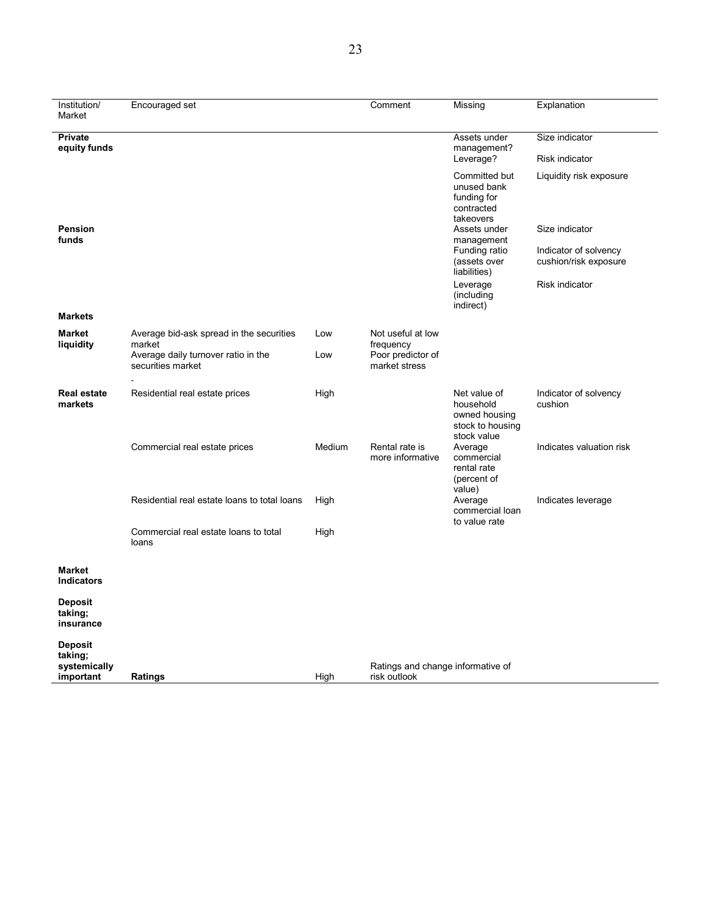| Institution/ Market | Encouraged set | | Comment | Missing | Explanation |
|---|---|---|---|---|---|
| **Private equity funds** | | | | Assets under management? | Size indicator |
| | | | | Leverage? | Risk indicator |
| | | | | Committed but unused bank funding for contracted takeovers | Liquidity risk exposure |
| **Pension funds** | | | | Assets under management | Size indicator |
| | | | | Funding ratio (assets over liabilities) | Indicator of solvency cushion/risk exposure |
| | | | | Leverage (including indirect) | Risk indicator |
| **Markets** | | | | | |
| **Market liquidity** | Average bid-ask spread in the securities market | Low | Not useful at low frequency | | |
| | Average daily turnover ratio in the securities market | Low | Poor predictor of market stress | | |
| | - | | | | |
| **Real estate markets** | Residential real estate prices | High | | Net value of household owned housing stock to housing stock value | Indicator of solvency cushion |
| | Commercial real estate prices | Medium | Rental rate is more informative | Average commercial rental rate (percent of value) | Indicates valuation risk |
| | Residential real estate loans to total loans | High | | Average commercial loan to value rate | Indicates leverage |
| | Commercial real estate loans to total loans | High | | | |
| **Market Indicators** | | | | | |
| **Deposit taking; insurance** | | | | | |
| **Deposit taking; systemically important** | **Ratings** | High | Ratings and change informative of risk outlook | | |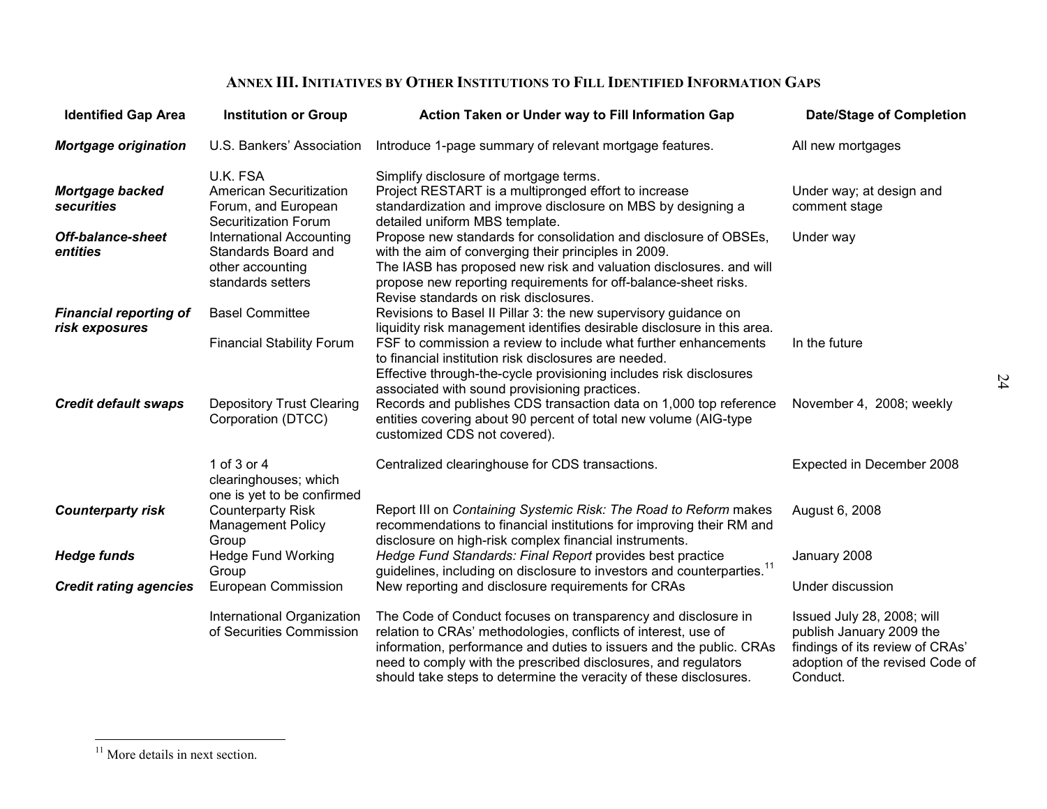## Annex III. Initiatives by Other Institutions to Fill Identified Information Gaps

| Identified Gap Area | Institution or Group | Action Taken or Under way to Fill Information Gap | Date/Stage of Completion |
|---|---|---|---|
| ***Mortgage origination*** | U.S. Bankers' Association | Introduce 1-page summary of relevant mortgage features. | All new mortgages |
| | U.K. FSA | Simplify disclosure of mortgage terms. | |
| ***Mortgage backed securities*** | American Securitization Forum, and European Securitization Forum | Project RESTART is a multipronged effort to increase standardization and improve disclosure on MBS by designing a detailed uniform MBS template. | Under way; at design and comment stage |
| ***Off-balance-sheet entities*** | International Accounting Standards Board and other accounting standards setters | Propose new standards for consolidation and disclosure of OBSEs, with the aim of converging their principles in 2009.<br>The IASB has proposed new risk and valuation disclosures. and will propose new reporting requirements for off-balance-sheet risks.<br>Revise standards on risk disclosures. | Under way |
| ***Financial reporting of risk exposures*** | Basel Committee | Revisions to Basel II Pillar 3: the new supervisory guidance on liquidity risk management identifies desirable disclosure in this area. | |
| | Financial Stability Forum | FSF to commission a review to include what further enhancements to financial institution risk disclosures are needed.<br>Effective through-the-cycle provisioning includes risk disclosures associated with sound provisioning practices. | In the future |
| ***Credit default swaps*** | Depository Trust Clearing Corporation (DTCC) | Records and publishes CDS transaction data on 1,000 top reference entities covering about 90 percent of total new volume (AIG-type customized CDS not covered). | November 4, 2008; weekly |
| | 1 of 3 or 4 clearinghouses; which one is yet to be confirmed | Centralized clearinghouse for CDS transactions. | Expected in December 2008 |
| ***Counterparty risk*** | Counterparty Risk Management Policy Group | Report III on *Containing Systemic Risk: The Road to Reform* makes recommendations to financial institutions for improving their RM and disclosure on high-risk complex financial instruments. | August 6, 2008 |
| ***Hedge funds*** | Hedge Fund Working Group | *Hedge Fund Standards: Final Report* provides best practice guidelines, including on disclosure to investors and counterparties.[11] | January 2008 |
| ***Credit rating agencies*** | European Commission | New reporting and disclosure requirements for CRAs | Under discussion |
| | International Organization of Securities Commission | The Code of Conduct focuses on transparency and disclosure in relation to CRAs' methodologies, conflicts of interest, use of information, performance and duties to issuers and the public. CRAs need to comply with the prescribed disclosures, and regulators should take steps to determine the veracity of these disclosures. | Issued July 28, 2008; will publish January 2009 the findings of its review of CRAs' adoption of the revised Code of Conduct. |

[11] More details in next section.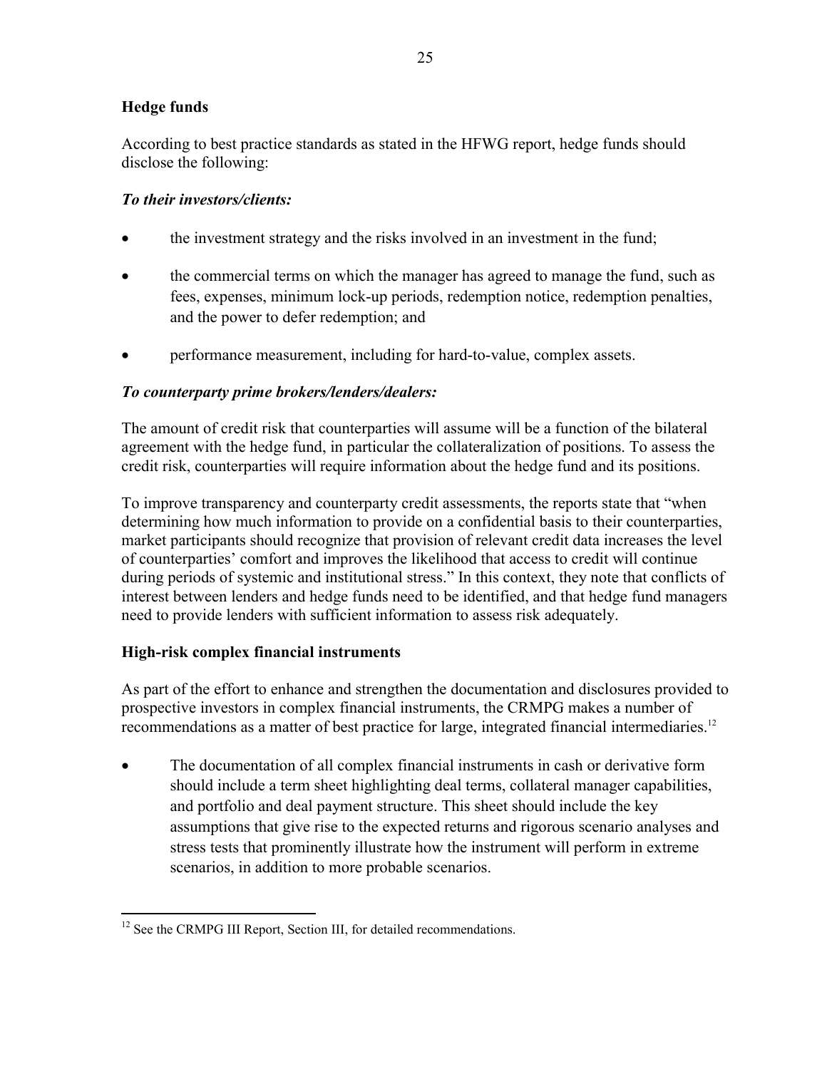## Hedge funds

According to best practice standards as stated in the HFWG report, hedge funds should disclose the following:

### *To their investors/clients:*

- the investment strategy and the risks involved in an investment in the fund;
- the commercial terms on which the manager has agreed to manage the fund, such as fees, expenses, minimum lock-up periods, redemption notice, redemption penalties, and the power to defer redemption; and
- performance measurement, including for hard-to-value, complex assets.

### *To counterparty prime brokers/lenders/dealers:*

The amount of credit risk that counterparties will assume will be a function of the bilateral agreement with the hedge fund, in particular the collateralization of positions. To assess the credit risk, counterparties will require information about the hedge fund and its positions.

To improve transparency and counterparty credit assessments, the reports state that "when determining how much information to provide on a confidential basis to their counterparties, market participants should recognize that provision of relevant credit data increases the level of counterparties' comfort and improves the likelihood that access to credit will continue during periods of systemic and institutional stress." In this context, they note that conflicts of interest between lenders and hedge funds need to be identified, and that hedge fund managers need to provide lenders with sufficient information to assess risk adequately.

## High-risk complex financial instruments

As part of the effort to enhance and strengthen the documentation and disclosures provided to prospective investors in complex financial instruments, the CRMPG makes a number of recommendations as a matter of best practice for large, integrated financial intermediaries.[12]

- The documentation of all complex financial instruments in cash or derivative form should include a term sheet highlighting deal terms, collateral manager capabilities, and portfolio and deal payment structure. This sheet should include the key assumptions that give rise to the expected returns and rigorous scenario analyses and stress tests that prominently illustrate how the instrument will perform in extreme scenarios, in addition to more probable scenarios.

[12] See the CRMPG III Report, Section III, for detailed recommendations.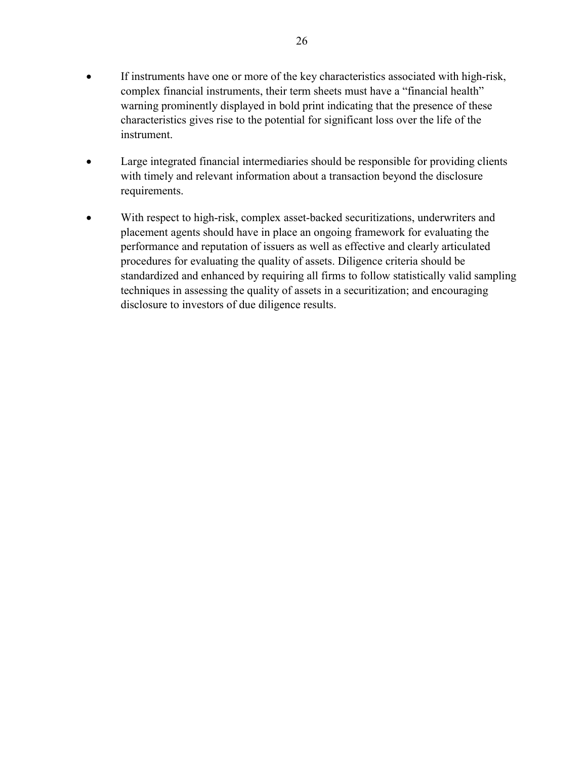- If instruments have one or more of the key characteristics associated with high-risk, complex financial instruments, their term sheets must have a "financial health" warning prominently displayed in bold print indicating that the presence of these characteristics gives rise to the potential for significant loss over the life of the instrument.

- Large integrated financial intermediaries should be responsible for providing clients with timely and relevant information about a transaction beyond the disclosure requirements.

- With respect to high-risk, complex asset-backed securitizations, underwriters and placement agents should have in place an ongoing framework for evaluating the performance and reputation of issuers as well as effective and clearly articulated procedures for evaluating the quality of assets. Diligence criteria should be standardized and enhanced by requiring all firms to follow statistically valid sampling techniques in assessing the quality of assets in a securitization; and encouraging disclosure to investors of due diligence results.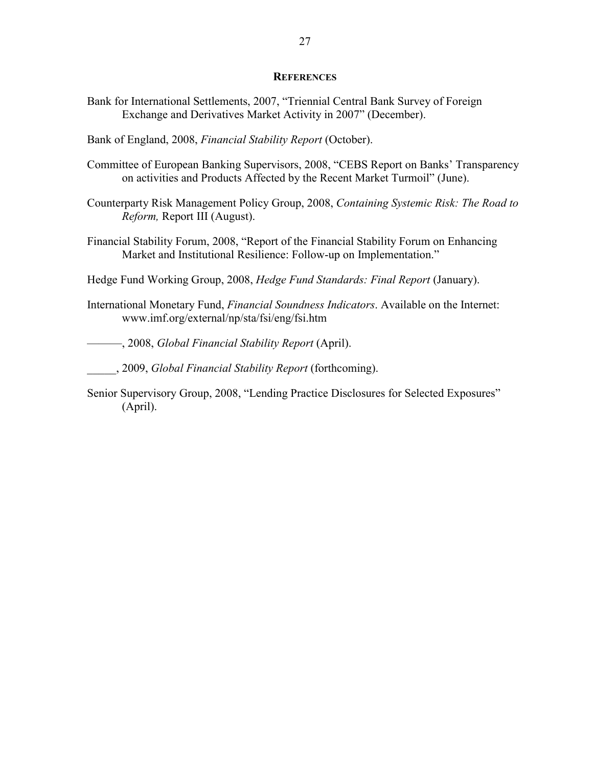## REFERENCES

Bank for International Settlements, 2007, "Triennial Central Bank Survey of Foreign Exchange and Derivatives Market Activity in 2007" (December).

Bank of England, 2008, *Financial Stability Report* (October).

Committee of European Banking Supervisors, 2008, "CEBS Report on Banks' Transparency on activities and Products Affected by the Recent Market Turmoil" (June).

Counterparty Risk Management Policy Group, 2008, *Containing Systemic Risk: The Road to Reform,* Report III (August).

Financial Stability Forum, 2008, "Report of the Financial Stability Forum on Enhancing Market and Institutional Resilience: Follow-up on Implementation."

Hedge Fund Working Group, 2008, *Hedge Fund Standards: Final Report* (January).

International Monetary Fund, *Financial Soundness Indicators*. Available on the Internet: www.imf.org/external/np/sta/fsi/eng/fsi.htm

———, 2008, *Global Financial Stability Report* (April).

_____, 2009, *Global Financial Stability Report* (forthcoming).

Senior Supervisory Group, 2008, "Lending Practice Disclosures for Selected Exposures" (April).